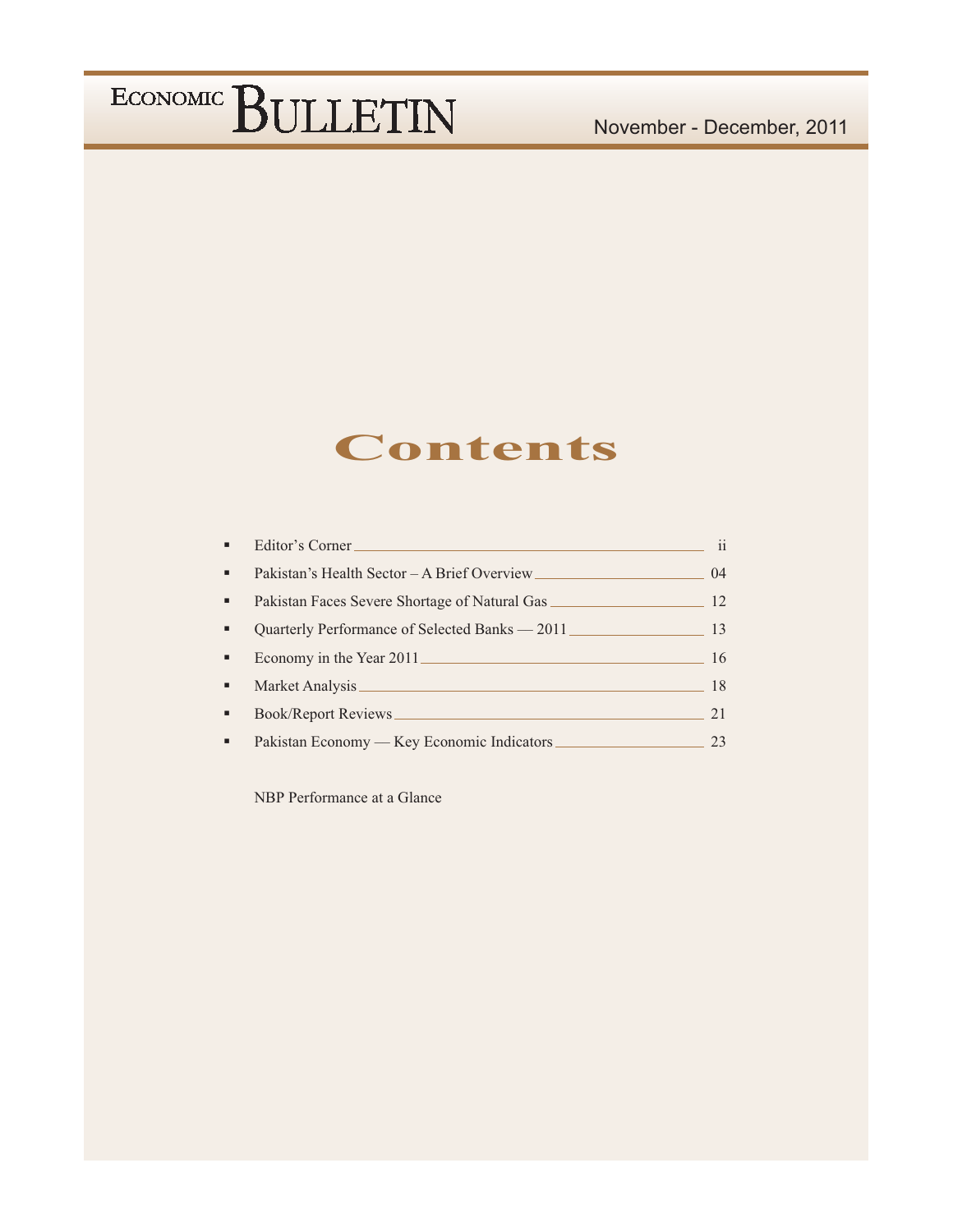# Economic Bulletin

November - December, 2011

## Contents

- Editor's Corner ii
- Pakistan's Health Sector – A Brief Overview 04
- Pakistan Faces Severe Shortage of Natural Gas 12
- Quarterly Performance of Selected Banks — 2011 13
- Economy in the Year 2011 16
- Market Analysis 18
- Book/Report Reviews 21
- Pakistan Economy — Key Economic Indicators 23

NBP Performance at a Glance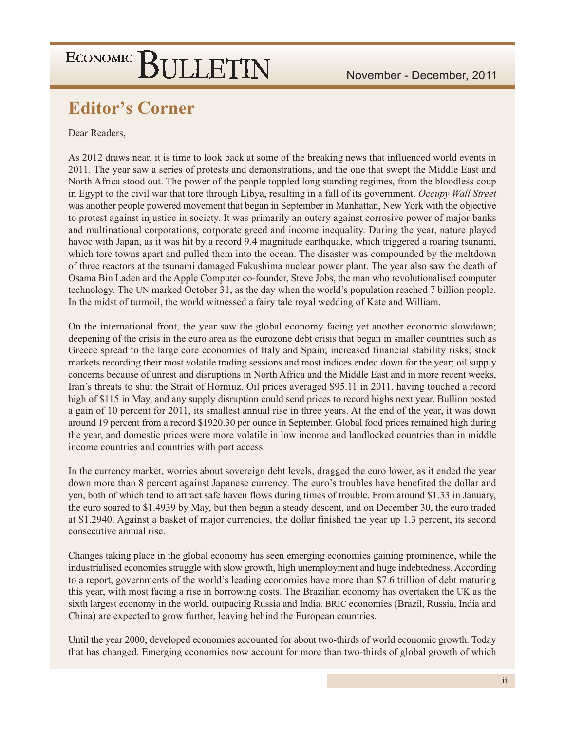## Editor's Corner

Dear Readers,

As 2012 draws near, it is time to look back at some of the breaking news that influenced world events in 2011. The year saw a series of protests and demonstrations, and the one that swept the Middle East and North Africa stood out. The power of the people toppled long standing regimes, from the bloodless coup in Egypt to the civil war that tore through Libya, resulting in a fall of its government. *Occupy Wall Street* was another people powered movement that began in September in Manhattan, New York with the objective to protest against injustice in society. It was primarily an outcry against corrosive power of major banks and multinational corporations, corporate greed and income inequality. During the year, nature played havoc with Japan, as it was hit by a record 9.4 magnitude earthquake, which triggered a roaring tsunami, which tore towns apart and pulled them into the ocean. The disaster was compounded by the meltdown of three reactors at the tsunami damaged Fukushima nuclear power plant. The year also saw the death of Osama Bin Laden and the Apple Computer co-founder, Steve Jobs, the man who revolutionalised computer technology. The UN marked October 31, as the day when the world's population reached 7 billion people. In the midst of turmoil, the world witnessed a fairy tale royal wedding of Kate and William.

On the international front, the year saw the global economy facing yet another economic slowdown; deepening of the crisis in the euro area as the eurozone debt crisis that began in smaller countries such as Greece spread to the large core economies of Italy and Spain; increased financial stability risks; stock markets recording their most volatile trading sessions and most indices ended down for the year; oil supply concerns because of unrest and disruptions in North Africa and the Middle East and in more recent weeks, Iran's threats to shut the Strait of Hormuz. Oil prices averaged $95.11 in 2011, having touched a record high of $115 in May, and any supply disruption could send prices to record highs next year. Bullion posted a gain of 10 percent for 2011, its smallest annual rise in three years. At the end of the year, it was down around 19 percent from a record $1920.30 per ounce in September. Global food prices remained high during the year, and domestic prices were more volatile in low income and landlocked countries than in middle income countries and countries with port access.

In the currency market, worries about sovereign debt levels, dragged the euro lower, as it ended the year down more than 8 percent against Japanese currency. The euro's troubles have benefited the dollar and yen, both of which tend to attract safe haven flows during times of trouble. From around $1.33 in January, the euro soared to $1.4939 by May, but then began a steady descent, and on December 30, the euro traded at $1.2940. Against a basket of major currencies, the dollar finished the year up 1.3 percent, its second consecutive annual rise.

Changes taking place in the global economy has seen emerging economies gaining prominence, while the industrialised economies struggle with slow growth, high unemployment and huge indebtedness. According to a report, governments of the world's leading economies have more than $7.6 trillion of debt maturing this year, with most facing a rise in borrowing costs. The Brazilian economy has overtaken the UK as the sixth largest economy in the world, outpacing Russia and India. BRIC economies (Brazil, Russia, India and China) are expected to grow further, leaving behind the European countries.

Until the year 2000, developed economies accounted for about two-thirds of world economic growth. Today that has changed. Emerging economies now account for more than two-thirds of global growth of which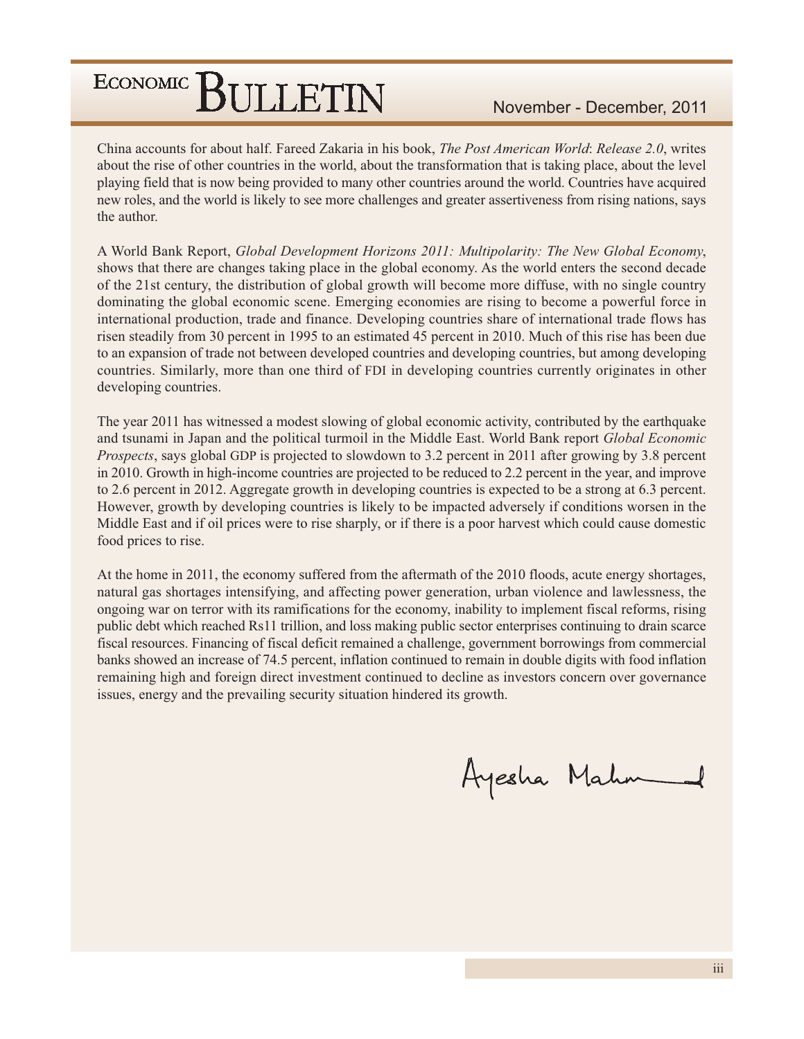China accounts for about half. Fareed Zakaria in his book, *The Post American World*: *Release 2.0*, writes about the rise of other countries in the world, about the transformation that is taking place, about the level playing field that is now being provided to many other countries around the world. Countries have acquired new roles, and the world is likely to see more challenges and greater assertiveness from rising nations, says the author.

A World Bank Report, *Global Development Horizons 2011: Multipolarity: The New Global Economy*, shows that there are changes taking place in the global economy. As the world enters the second decade of the 21st century, the distribution of global growth will become more diffuse, with no single country dominating the global economic scene. Emerging economies are rising to become a powerful force in international production, trade and finance. Developing countries share of international trade flows has risen steadily from 30 percent in 1995 to an estimated 45 percent in 2010. Much of this rise has been due to an expansion of trade not between developed countries and developing countries, but among developing countries. Similarly, more than one third of FDI in developing countries currently originates in other developing countries.

The year 2011 has witnessed a modest slowing of global economic activity, contributed by the earthquake and tsunami in Japan and the political turmoil in the Middle East. World Bank report *Global Economic Prospects*, says global GDP is projected to slowdown to 3.2 percent in 2011 after growing by 3.8 percent in 2010. Growth in high-income countries are projected to be reduced to 2.2 percent in the year, and improve to 2.6 percent in 2012. Aggregate growth in developing countries is expected to be a strong at 6.3 percent. However, growth by developing countries is likely to be impacted adversely if conditions worsen in the Middle East and if oil prices were to rise sharply, or if there is a poor harvest which could cause domestic food prices to rise.

At the home in 2011, the economy suffered from the aftermath of the 2010 floods, acute energy shortages, natural gas shortages intensifying, and affecting power generation, urban violence and lawlessness, the ongoing war on terror with its ramifications for the economy, inability to implement fiscal reforms, rising public debt which reached Rs11 trillion, and loss making public sector enterprises continuing to drain scarce fiscal resources. Financing of fiscal deficit remained a challenge, government borrowings from commercial banks showed an increase of 74.5 percent, inflation continued to remain in double digits with food inflation remaining high and foreign direct investment continued to decline as investors concern over governance issues, energy and the prevailing security situation hindered its growth.

Ayesha Mahmud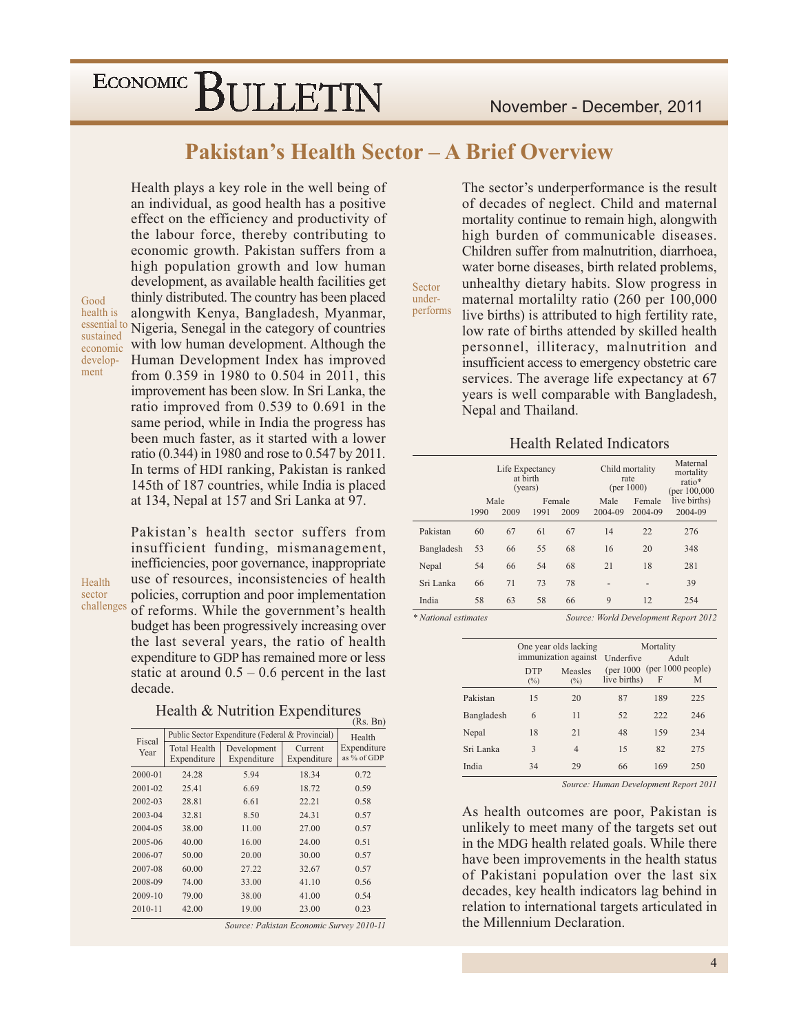# Pakistan's Health Sector – A Brief Overview

Good health is essential to sustained economic development

Health plays a key role in the well being of an individual, as good health has a positive effect on the efficiency and productivity of the labour force, thereby contributing to economic growth. Pakistan suffers from a high population growth and low human development, as available health facilities get thinly distributed. The country has been placed alongwith Kenya, Bangladesh, Myanmar, Nigeria, Senegal in the category of countries with low human development. Although the Human Development Index has improved from 0.359 in 1980 to 0.504 in 2011, this improvement has been slow. In Sri Lanka, the ratio improved from 0.539 to 0.691 in the same period, while in India the progress has been much faster, as it started with a lower ratio (0.344) in 1980 and rose to 0.547 by 2011. In terms of HDI ranking, Pakistan is ranked 145th of 187 countries, while India is placed at 134, Nepal at 157 and Sri Lanka at 97.

Health sector challenges

Pakistan's health sector suffers from insufficient funding, mismanagement, inefficiencies, poor governance, inappropriate use of resources, inconsistencies of health policies, corruption and poor implementation of reforms. While the government's health budget has been progressively increasing over the last several years, the ratio of health expenditure to GDP has remained more or less static at around 0.5 – 0.6 percent in the last decade.

**Health & Nutrition Expenditures**

(Rs. Bn)

| Fiscal Year | Public Sector Expenditure (Federal & Provincial) | | | Health |
|---|---|---|---|---|
| | Total Health Expenditure | Development Expenditure | Current Expenditure | Expenditure as % of GDP |
| 2000-01 | 24.28 | 5.94 | 18.34 | 0.72 |
| 2001-02 | 25.41 | 6.69 | 18.72 | 0.59 |
| 2002-03 | 28.81 | 6.61 | 22.21 | 0.58 |
| 2003-04 | 32.81 | 8.50 | 24.31 | 0.57 |
| 2004-05 | 38.00 | 11.00 | 27.00 | 0.57 |
| 2005-06 | 40.00 | 16.00 | 24.00 | 0.51 |
| 2006-07 | 50.00 | 20.00 | 30.00 | 0.57 |
| 2007-08 | 60.00 | 27.22 | 32.67 | 0.57 |
| 2008-09 | 74.00 | 33.00 | 41.10 | 0.56 |
| 2009-10 | 79.00 | 38.00 | 41.00 | 0.54 |
| 2010-11 | 42.00 | 19.00 | 23.00 | 0.23 |

*Source: Pakistan Economic Survey 2010-11*

Sector under-performs

The sector's underperformance is the result of decades of neglect. Child and maternal mortality continue to remain high, alongwith high burden of communicable diseases. Children suffer from malnutrition, diarrhoea, water borne diseases, birth related problems, unhealthy dietary habits. Slow progress in maternal mortalilty ratio (260 per 100,000 live births) is attributed to high fertility rate, low rate of births attended by skilled health personnel, illiteracy, malnutrition and insufficient access to emergency obstetric care services. The average life expectancy at 67 years is well comparable with Bangladesh, Nepal and Thailand.

**Health Related Indicators**

| | Life Expectancy at birth (years) | | | | Child mortality rate (per 1000) | | Maternal mortality ratio* (per 100,000 live births) |
|---|---|---|---|---|---|---|---|
| | Male | | Female | | Male | Female | |
| | 1990 | 2009 | 1991 | 2009 | 2004-09 | 2004-09 | 2004-09 |
| Pakistan | 60 | 67 | 61 | 67 | 14 | 22 | 276 |
| Bangladesh | 53 | 66 | 55 | 68 | 16 | 20 | 348 |
| Nepal | 54 | 66 | 54 | 68 | 21 | 18 | 281 |
| Sri Lanka | 66 | 71 | 73 | 78 | - | - | 39 |
| India | 58 | 63 | 58 | 66 | 9 | 12 | 254 |

*\* National estimates*

*Source: World Development Report 2012*

| | One year olds lacking immunization against | | Mortality | | |
|---|---|---|---|---|---|
| | DTP (%) | Measles (%) | Underfive (per 1000 live births) | Adult (per 1000 people) F | M |
| Pakistan | 15 | 20 | 87 | 189 | 225 |
| Bangladesh | 6 | 11 | 52 | 222 | 246 |
| Nepal | 18 | 21 | 48 | 159 | 234 |
| Sri Lanka | 3 | 4 | 15 | 82 | 275 |
| India | 34 | 29 | 66 | 169 | 250 |

*Source: Human Development Report 2011*

As health outcomes are poor, Pakistan is unlikely to meet many of the targets set out in the MDG health related goals. While there have been improvements in the health status of Pakistani population over the last six decades, key health indicators lag behind in relation to international targets articulated in the Millennium Declaration.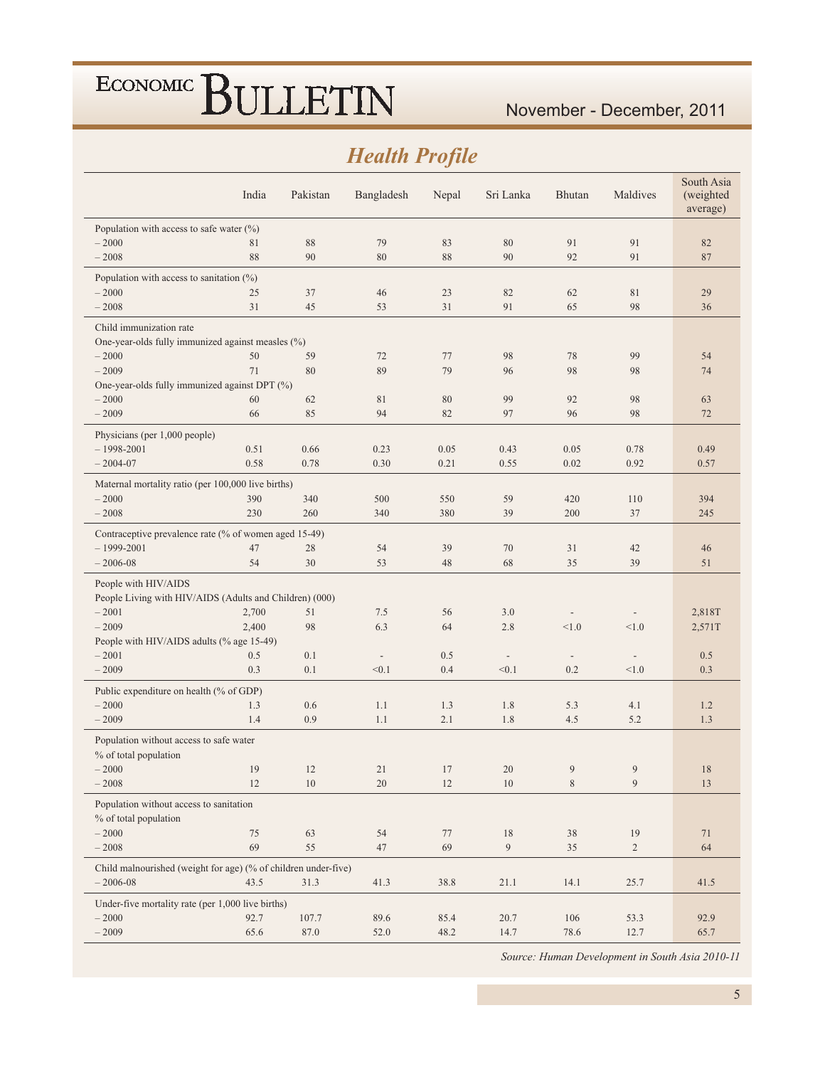# Health Profile

| | India | Pakistan | Bangladesh | Nepal | Sri Lanka | Bhutan | Maldives | South Asia (weighted average) |
|---|---|---|---|---|---|---|---|---|
| Population with access to safe water (%) | | | | | | | | |
| – 2000 | 81 | 88 | 79 | 83 | 80 | 91 | 91 | 82 |
| – 2008 | 88 | 90 | 80 | 88 | 90 | 92 | 91 | 87 |
| Population with access to sanitation (%) | | | | | | | | |
| – 2000 | 25 | 37 | 46 | 23 | 82 | 62 | 81 | 29 |
| – 2008 | 31 | 45 | 53 | 31 | 91 | 65 | 98 | 36 |
| Child immunization rate | | | | | | | | |
| One-year-olds fully immunized against measles (%) | | | | | | | | |
| – 2000 | 50 | 59 | 72 | 77 | 98 | 78 | 99 | 54 |
| – 2009 | 71 | 80 | 89 | 79 | 96 | 98 | 98 | 74 |
| One-year-olds fully immunized against DPT (%) | | | | | | | | |
| – 2000 | 60 | 62 | 81 | 80 | 99 | 92 | 98 | 63 |
| – 2009 | 66 | 85 | 94 | 82 | 97 | 96 | 98 | 72 |
| Physicians (per 1,000 people) | | | | | | | | |
| – 1998-2001 | 0.51 | 0.66 | 0.23 | 0.05 | 0.43 | 0.05 | 0.78 | 0.49 |
| – 2004-07 | 0.58 | 0.78 | 0.30 | 0.21 | 0.55 | 0.02 | 0.92 | 0.57 |
| Maternal mortality ratio (per 100,000 live births) | | | | | | | | |
| – 2000 | 390 | 340 | 500 | 550 | 59 | 420 | 110 | 394 |
| – 2008 | 230 | 260 | 340 | 380 | 39 | 200 | 37 | 245 |
| Contraceptive prevalence rate (% of women aged 15-49) | | | | | | | | |
| – 1999-2001 | 47 | 28 | 54 | 39 | 70 | 31 | 42 | 46 |
| – 2006-08 | 54 | 30 | 53 | 48 | 68 | 35 | 39 | 51 |
| People with HIV/AIDS | | | | | | | | |
| People Living with HIV/AIDS (Adults and Children) (000) | | | | | | | | |
| – 2001 | 2,700 | 51 | 7.5 | 56 | 3.0 | - | - | 2,818T |
| – 2009 | 2,400 | 98 | 6.3 | 64 | 2.8 | <1.0 | <1.0 | 2,571T |
| People with HIV/AIDS adults (% age 15-49) | | | | | | | | |
| – 2001 | 0.5 | 0.1 | - | 0.5 | - | - | - | 0.5 |
| – 2009 | 0.3 | 0.1 | <0.1 | 0.4 | <0.1 | 0.2 | <1.0 | 0.3 |
| Public expenditure on health (% of GDP) | | | | | | | | |
| – 2000 | 1.3 | 0.6 | 1.1 | 1.3 | 1.8 | 5.3 | 4.1 | 1.2 |
| – 2009 | 1.4 | 0.9 | 1.1 | 2.1 | 1.8 | 4.5 | 5.2 | 1.3 |
| Population without access to safe water | | | | | | | | |
| % of total population | | | | | | | | |
| – 2000 | 19 | 12 | 21 | 17 | 20 | 9 | 9 | 18 |
| – 2008 | 12 | 10 | 20 | 12 | 10 | 8 | 9 | 13 |
| Population without access to sanitation | | | | | | | | |
| % of total population | | | | | | | | |
| – 2000 | 75 | 63 | 54 | 77 | 18 | 38 | 19 | 71 |
| – 2008 | 69 | 55 | 47 | 69 | 9 | 35 | 2 | 64 |
| Child malnourished (weight for age) (% of children under-five) | | | | | | | | |
| – 2006-08 | 43.5 | 31.3 | 41.3 | 38.8 | 21.1 | 14.1 | 25.7 | 41.5 |
| Under-five mortality rate (per 1,000 live births) | | | | | | | | |
| – 2000 | 92.7 | 107.7 | 89.6 | 85.4 | 20.7 | 106 | 53.3 | 92.9 |
| – 2009 | 65.6 | 87.0 | 52.0 | 48.2 | 14.7 | 78.6 | 12.7 | 65.7 |

*Source: Human Development in South Asia 2010-11*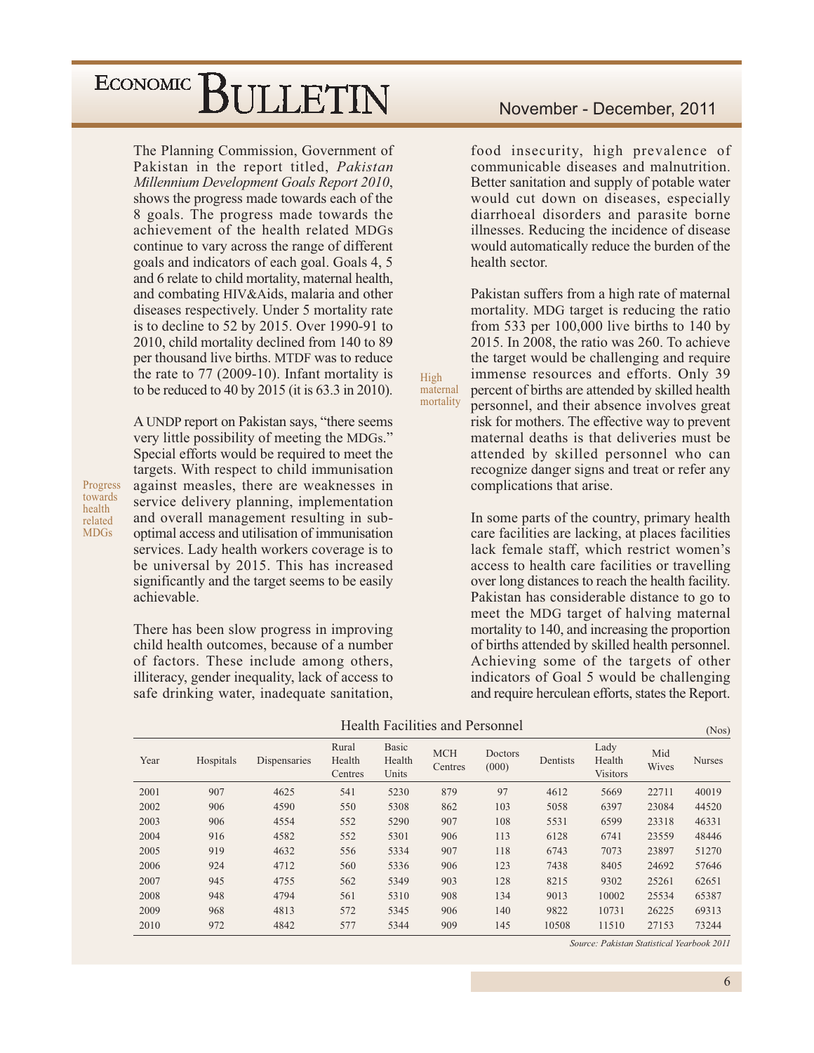The Planning Commission, Government of Pakistan in the report titled, *Pakistan Millennium Development Goals Report 2010*, shows the progress made towards each of the 8 goals. The progress made towards the achievement of the health related MDGs continue to vary across the range of different goals and indicators of each goal. Goals 4, 5 and 6 relate to child mortality, maternal health, and combating HIV&Aids, malaria and other diseases respectively. Under 5 mortality rate is to decline to 52 by 2015. Over 1990-91 to 2010, child mortality declined from 140 to 89 per thousand live births. MTDF was to reduce the rate to 77 (2009-10). Infant mortality is to be reduced to 40 by 2015 (it is 63.3 in 2010).

Progress towards health related MDGs

A UNDP report on Pakistan says, "there seems very little possibility of meeting the MDGs." Special efforts would be required to meet the targets. With respect to child immunisation against measles, there are weaknesses in service delivery planning, implementation and overall management resulting in sub-optimal access and utilisation of immunisation services. Lady health workers coverage is to be universal by 2015. This has increased significantly and the target seems to be easily achievable.

There has been slow progress in improving child health outcomes, because of a number of factors. These include among others, illiteracy, gender inequality, lack of access to safe drinking water, inadequate sanitation, food insecurity, high prevalence of communicable diseases and malnutrition. Better sanitation and supply of potable water would cut down on diseases, especially diarrhoeal disorders and parasite borne illnesses. Reducing the incidence of disease would automatically reduce the burden of the health sector.

High maternal mortality

Pakistan suffers from a high rate of maternal mortality. MDG target is reducing the ratio from 533 per 100,000 live births to 140 by 2015. In 2008, the ratio was 260. To achieve the target would be challenging and require immense resources and efforts. Only 39 percent of births are attended by skilled health personnel, and their absence involves great risk for mothers. The effective way to prevent maternal deaths is that deliveries must be attended by skilled personnel who can recognize danger signs and treat or refer any complications that arise.

In some parts of the country, primary health care facilities are lacking, at places facilities lack female staff, which restrict women's access to health care facilities or travelling over long distances to reach the health facility. Pakistan has considerable distance to go to meet the MDG target of halving maternal mortality to 140, and increasing the proportion of births attended by skilled health personnel. Achieving some of the targets of other indicators of Goal 5 would be challenging and require herculean efforts, states the Report.

Health Facilities and Personnel (Nos)

| Year | Hospitals | Dispensaries | Rural Health Centres | Basic Health Units | MCH Centres | Doctors (000) | Dentists | Lady Health Visitors | Mid Wives | Nurses |
|---|---|---|---|---|---|---|---|---|---|---|
| 2001 | 907 | 4625 | 541 | 5230 | 879 | 97 | 4612 | 5669 | 22711 | 40019 |
| 2002 | 906 | 4590 | 550 | 5308 | 862 | 103 | 5058 | 6397 | 23084 | 44520 |
| 2003 | 906 | 4554 | 552 | 5290 | 907 | 108 | 5531 | 6599 | 23318 | 46331 |
| 2004 | 916 | 4582 | 552 | 5301 | 906 | 113 | 6128 | 6741 | 23559 | 48446 |
| 2005 | 919 | 4632 | 556 | 5334 | 907 | 118 | 6743 | 7073 | 23897 | 51270 |
| 2006 | 924 | 4712 | 560 | 5336 | 906 | 123 | 7438 | 8405 | 24692 | 57646 |
| 2007 | 945 | 4755 | 562 | 5349 | 903 | 128 | 8215 | 9302 | 25261 | 62651 |
| 2008 | 948 | 4794 | 561 | 5310 | 908 | 134 | 9013 | 10002 | 25534 | 65387 |
| 2009 | 968 | 4813 | 572 | 5345 | 906 | 140 | 9822 | 10731 | 26225 | 69313 |
| 2010 | 972 | 4842 | 577 | 5344 | 909 | 145 | 10508 | 11510 | 27153 | 73244 |

*Source: Pakistan Statistical Yearbook 2011*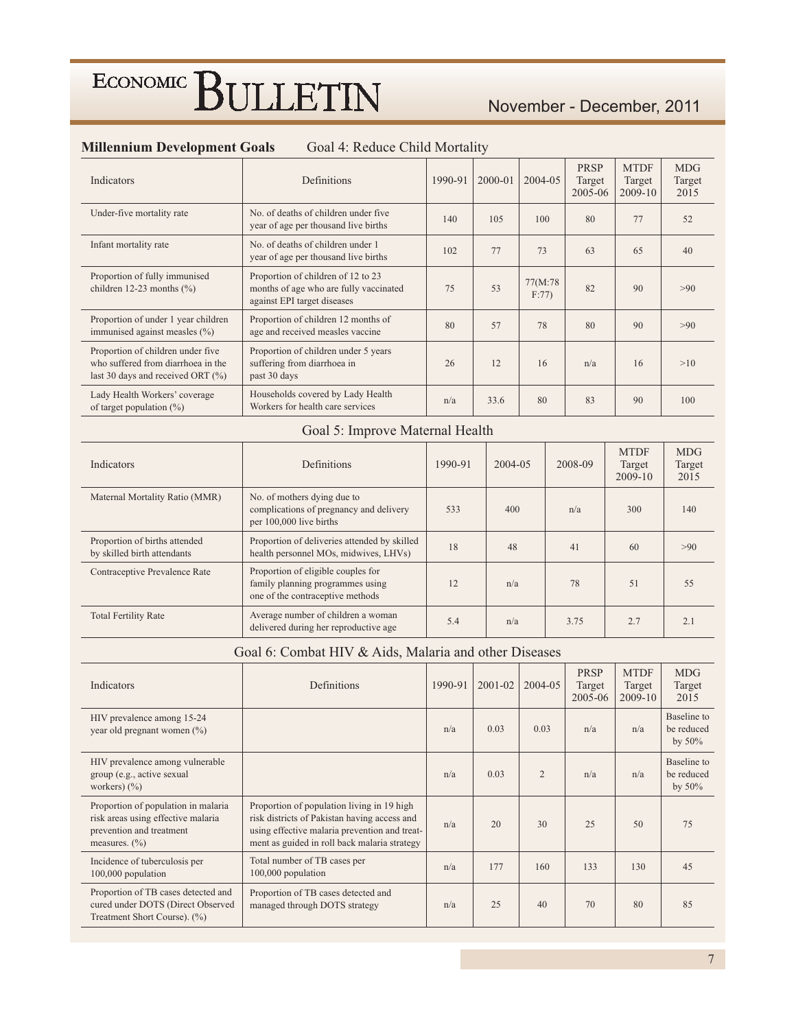## Millennium Development Goals

### Goal 4: Reduce Child Mortality

| Indicators | Definitions | 1990-91 | 2000-01 | 2004-05 | PRSP Target 2005-06 | MTDF Target 2009-10 | MDG Target 2015 |
|---|---|---|---|---|---|---|---|
| Under-five mortality rate | No. of deaths of children under five year of age per thousand live births | 140 | 105 | 100 | 80 | 77 | 52 |
| Infant mortality rate | No. of deaths of children under 1 year of age per thousand live births | 102 | 77 | 73 | 63 | 65 | 40 |
| Proportion of fully immunised children 12-23 months (%) | Proportion of children of 12 to 23 months of age who are fully vaccinated against EPI target diseases | 75 | 53 | 77(M:78 F:77) | 82 | 90 | >90 |
| Proportion of under 1 year children immunised against measles (%) | Proportion of children 12 months of age and received measles vaccine | 80 | 57 | 78 | 80 | 90 | >90 |
| Proportion of children under five who suffered from diarrhoea in the last 30 days and received ORT (%) | Proportion of children under 5 years suffering from diarrhoea in past 30 days | 26 | 12 | 16 | n/a | 16 | >10 |
| Lady Health Workers' coverage of target population (%) | Households covered by Lady Health Workers for health care services | n/a | 33.6 | 80 | 83 | 90 | 100 |

### Goal 5: Improve Maternal Health

| Indicators | Definitions | 1990-91 | 2004-05 | 2008-09 | MTDF Target 2009-10 | MDG Target 2015 |
|---|---|---|---|---|---|---|
| Maternal Mortality Ratio (MMR) | No. of mothers dying due to complications of pregnancy and delivery per 100,000 live births | 533 | 400 | n/a | 300 | 140 |
| Proportion of births attended by skilled birth attendants | Proportion of deliveries attended by skilled health personnel MOs, midwives, LHVs) | 18 | 48 | 41 | 60 | >90 |
| Contraceptive Prevalence Rate | Proportion of eligible couples for family planning programmes using one of the contraceptive methods | 12 | n/a | 78 | 51 | 55 |
| Total Fertility Rate | Average number of children a woman delivered during her reproductive age | 5.4 | n/a | 3.75 | 2.7 | 2.1 |

### Goal 6: Combat HIV & Aids, Malaria and other Diseases

| Indicators | Definitions | 1990-91 | 2001-02 | 2004-05 | PRSP Target 2005-06 | MTDF Target 2009-10 | MDG Target 2015 |
|---|---|---|---|---|---|---|---|
| HIV prevalence among 15-24 year old pregnant women (%) | | n/a | 0.03 | 0.03 | n/a | n/a | Baseline to be reduced by 50% |
| HIV prevalence among vulnerable group (e.g., active sexual workers) (%) | | n/a | 0.03 | 2 | n/a | n/a | Baseline to be reduced by 50% |
| Proportion of population in malaria risk areas using effective malaria prevention and treatment measures. (%) | Proportion of population living in 19 high risk districts of Pakistan having access and using effective malaria prevention and treatment as guided in roll back malaria strategy | n/a | 20 | 30 | 25 | 50 | 75 |
| Incidence of tuberculosis per 100,000 population | Total number of TB cases per 100,000 population | n/a | 177 | 160 | 133 | 130 | 45 |
| Proportion of TB cases detected and cured under DOTS (Direct Observed Treatment Short Course). (%) | Proportion of TB cases detected and managed through DOTS strategy | n/a | 25 | 40 | 70 | 80 | 85 |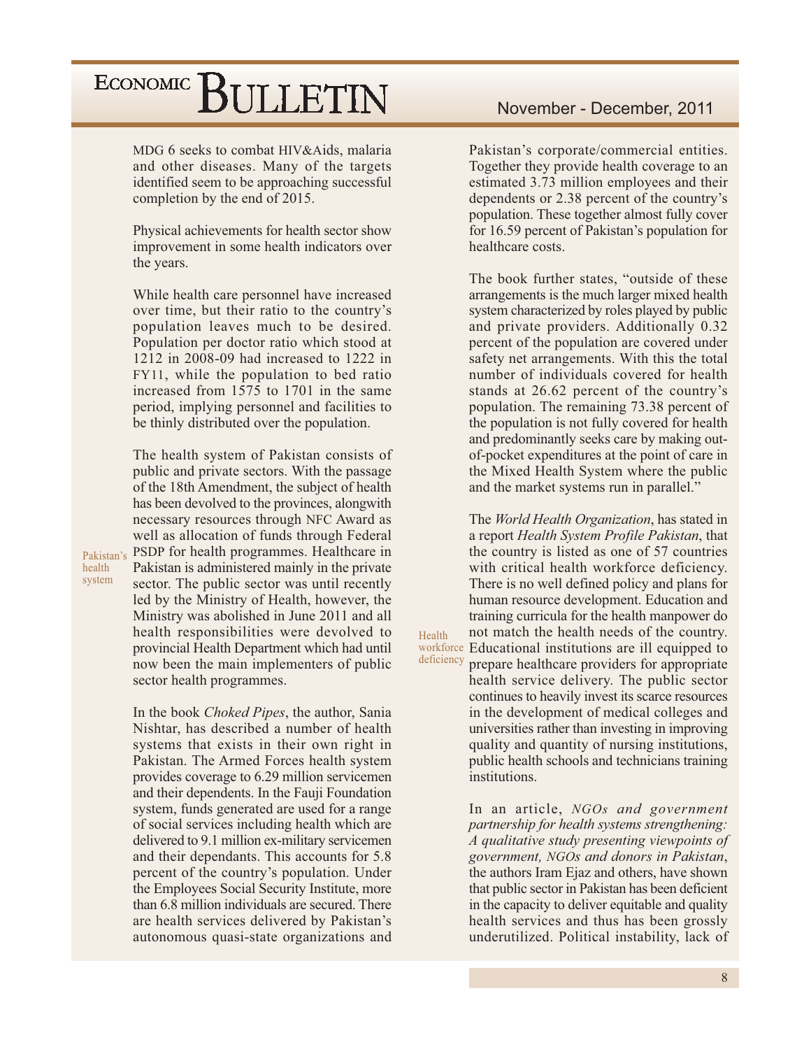MDG 6 seeks to combat HIV&Aids, malaria and other diseases. Many of the targets identified seem to be approaching successful completion by the end of 2015.

Physical achievements for health sector show improvement in some health indicators over the years.

While health care personnel have increased over time, but their ratio to the country's population leaves much to be desired. Population per doctor ratio which stood at 1212 in 2008-09 had increased to 1222 in FY11, while the population to bed ratio increased from 1575 to 1701 in the same period, implying personnel and facilities to be thinly distributed over the population.

**Pakistan's health system**

The health system of Pakistan consists of public and private sectors. With the passage of the 18th Amendment, the subject of health has been devolved to the provinces, alongwith necessary resources through NFC Award as well as allocation of funds through Federal PSDP for health programmes. Healthcare in Pakistan is administered mainly in the private sector. The public sector was until recently led by the Ministry of Health, however, the Ministry was abolished in June 2011 and all health responsibilities were devolved to provincial Health Department which had until now been the main implementers of public sector health programmes.

In the book *Choked Pipes*, the author, Sania Nishtar, has described a number of health systems that exists in their own right in Pakistan. The Armed Forces health system provides coverage to 6.29 million servicemen and their dependents. In the Fauji Foundation system, funds generated are used for a range of social services including health which are delivered to 9.1 million ex-military servicemen and their dependants. This accounts for 5.8 percent of the country's population. Under the Employees Social Security Institute, more than 6.8 million individuals are secured. There are health services delivered by Pakistan's autonomous quasi-state organizations and Pakistan's corporate/commercial entities. Together they provide health coverage to an estimated 3.73 million employees and their dependents or 2.38 percent of the country's population. These together almost fully cover for 16.59 percent of Pakistan's population for healthcare costs.

The book further states, "outside of these arrangements is the much larger mixed health system characterized by roles played by public and private providers. Additionally 0.32 percent of the population are covered under safety net arrangements. With this the total number of individuals covered for health stands at 26.62 percent of the country's population. The remaining 73.38 percent of the population is not fully covered for health and predominantly seeks care by making out-of-pocket expenditures at the point of care in the Mixed Health System where the public and the market systems run in parallel."

**Health workforce deficiency**

The *World Health Organization*, has stated in a report *Health System Profile Pakistan*, that the country is listed as one of 57 countries with critical health workforce deficiency. There is no well defined policy and plans for human resource development. Education and training curricula for the health manpower do not match the health needs of the country. Educational institutions are ill equipped to prepare healthcare providers for appropriate health service delivery. The public sector continues to heavily invest its scarce resources in the development of medical colleges and universities rather than investing in improving quality and quantity of nursing institutions, public health schools and technicians training institutions.

In an article, *NGOs and government partnership for health systems strengthening: A qualitative study presenting viewpoints of government, NGOs and donors in Pakistan*, the authors Iram Ejaz and others, have shown that public sector in Pakistan has been deficient in the capacity to deliver equitable and quality health services and thus has been grossly underutilized. Political instability, lack of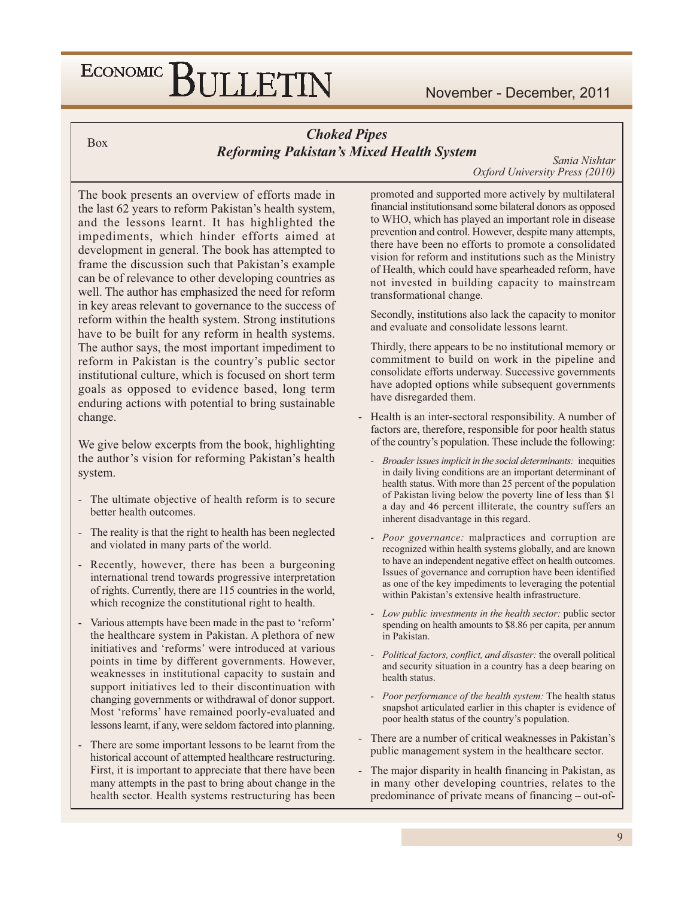Box

## *Choked Pipes*
## *Reforming Pakistan's Mixed Health System*

*Sania Nishtar*
*Oxford University Press (2010)*

The book presents an overview of efforts made in the last 62 years to reform Pakistan's health system, and the lessons learnt. It has highlighted the impediments, which hinder efforts aimed at development in general. The book has attempted to frame the discussion such that Pakistan's example can be of relevance to other developing countries as well. The author has emphasized the need for reform in key areas relevant to governance to the success of reform within the health system. Strong institutions have to be built for any reform in health systems. The author says, the most important impediment to reform in Pakistan is the country's public sector institutional culture, which is focused on short term goals as opposed to evidence based, long term enduring actions with potential to bring sustainable change.

We give below excerpts from the book, highlighting the author's vision for reforming Pakistan's health system.

- The ultimate objective of health reform is to secure better health outcomes.
- The reality is that the right to health has been neglected and violated in many parts of the world.
- Recently, however, there has been a burgeoning international trend towards progressive interpretation of rights. Currently, there are 115 countries in the world, which recognize the constitutional right to health.
- Various attempts have been made in the past to 'reform' the healthcare system in Pakistan. A plethora of new initiatives and 'reforms' were introduced at various points in time by different governments. However, weaknesses in institutional capacity to sustain and support initiatives led to their discontinuation with changing governments or withdrawal of donor support. Most 'reforms' have remained poorly-evaluated and lessons learnt, if any, were seldom factored into planning.
- There are some important lessons to be learnt from the historical account of attempted healthcare restructuring. First, it is important to appreciate that there have been many attempts in the past to bring about change in the health sector. Health systems restructuring has been promoted and supported more actively by multilateral financial institutionsand some bilateral donors as opposed to WHO, which has played an important role in disease prevention and control. However, despite many attempts, there have been no efforts to promote a consolidated vision for reform and institutions such as the Ministry of Health, which could have spearheaded reform, have not invested in building capacity to mainstream transformational change.

  Secondly, institutions also lack the capacity to monitor and evaluate and consolidate lessons learnt.

  Thirdly, there appears to be no institutional memory or commitment to build on work in the pipeline and consolidate efforts underway. Successive governments have adopted options while subsequent governments have disregarded them.
- Health is an inter-sectoral responsibility. A number of factors are, therefore, responsible for poor health status of the country's population. These include the following:
  - *Broader issues implicit in the social determinants:* inequities in daily living conditions are an important determinant of health status. With more than 25 percent of the population of Pakistan living below the poverty line of less than $1 a day and 46 percent illiterate, the country suffers an inherent disadvantage in this regard.
  - *Poor governance:* malpractices and corruption are recognized within health systems globally, and are known to have an independent negative effect on health outcomes. Issues of governance and corruption have been identified as one of the key impediments to leveraging the potential within Pakistan's extensive health infrastructure.
  - *Low public investments in the health sector:* public sector spending on health amounts to $8.86 per capita, per annum in Pakistan.
  - *Political factors, conflict, and disaster:* the overall political and security situation in a country has a deep bearing on health status.
  - *Poor performance of the health system:* The health status snapshot articulated earlier in this chapter is evidence of poor health status of the country's population.
- There are a number of critical weaknesses in Pakistan's public management system in the healthcare sector.
- The major disparity in health financing in Pakistan, as in many other developing countries, relates to the predominance of private means of financing – out-of-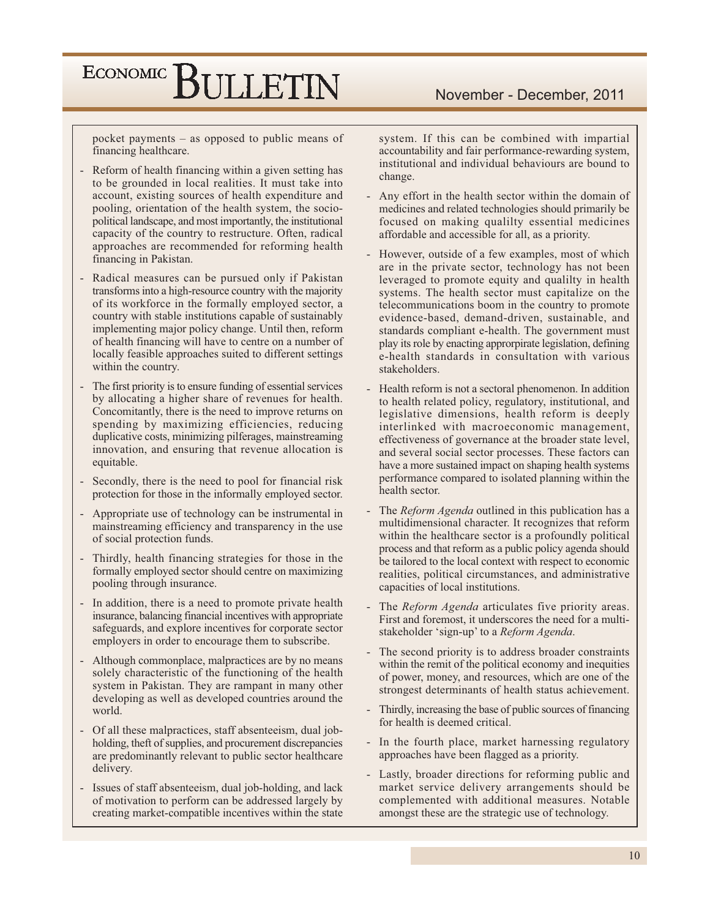pocket payments – as opposed to public means of financing healthcare.

- Reform of health financing within a given setting has to be grounded in local realities. It must take into account, existing sources of health expenditure and pooling, orientation of the health system, the socio-political landscape, and most importantly, the institutional capacity of the country to restructure. Often, radical approaches are recommended for reforming health financing in Pakistan.
- Radical measures can be pursued only if Pakistan transforms into a high-resource country with the majority of its workforce in the formally employed sector, a country with stable institutions capable of sustainably implementing major policy change. Until then, reform of health financing will have to centre on a number of locally feasible approaches suited to different settings within the country.
- The first priority is to ensure funding of essential services by allocating a higher share of revenues for health. Concomitantly, there is the need to improve returns on spending by maximizing efficiencies, reducing duplicative costs, minimizing pilferages, mainstreaming innovation, and ensuring that revenue allocation is equitable.
- Secondly, there is the need to pool for financial risk protection for those in the informally employed sector.
- Appropriate use of technology can be instrumental in mainstreaming efficiency and transparency in the use of social protection funds.
- Thirdly, health financing strategies for those in the formally employed sector should centre on maximizing pooling through insurance.
- In addition, there is a need to promote private health insurance, balancing financial incentives with appropriate safeguards, and explore incentives for corporate sector employers in order to encourage them to subscribe.
- Although commonplace, malpractices are by no means solely characteristic of the functioning of the health system in Pakistan. They are rampant in many other developing as well as developed countries around the world.
- Of all these malpractices, staff absenteeism, dual job-holding, theft of supplies, and procurement discrepancies are predominantly relevant to public sector healthcare delivery.
- Issues of staff absenteeism, dual job-holding, and lack of motivation to perform can be addressed largely by creating market-compatible incentives within the state system. If this can be combined with impartial accountability and fair performance-rewarding system, institutional and individual behaviours are bound to change.
- Any effort in the health sector within the domain of medicines and related technologies should primarily be focused on making qualilty essential medicines affordable and accessible for all, as a priority.
- However, outside of a few examples, most of which are in the private sector, technology has not been leveraged to promote equity and qualilty in health systems. The health sector must capitalize on the telecommunications boom in the country to promote evidence-based, demand-driven, sustainable, and standards compliant e-health. The government must play its role by enacting approrpirate legislation, defining e-health standards in consultation with various stakeholders.
- Health reform is not a sectoral phenomenon. In addition to health related policy, regulatory, institutional, and legislative dimensions, health reform is deeply interlinked with macroeconomic management, effectiveness of governance at the broader state level, and several social sector processes. These factors can have a more sustained impact on shaping health systems performance compared to isolated planning within the health sector.
- The *Reform Agenda* outlined in this publication has a multidimensional character. It recognizes that reform within the healthcare sector is a profoundly political process and that reform as a public policy agenda should be tailored to the local context with respect to economic realities, political circumstances, and administrative capacities of local institutions.
- The *Reform Agenda* articulates five priority areas. First and foremost, it underscores the need for a multi-stakeholder 'sign-up' to a *Reform Agenda*.
- The second priority is to address broader constraints within the remit of the political economy and inequities of power, money, and resources, which are one of the strongest determinants of health status achievement.
- Thirdly, increasing the base of public sources of financing for health is deemed critical.
- In the fourth place, market harnessing regulatory approaches have been flagged as a priority.
- Lastly, broader directions for reforming public and market service delivery arrangements should be complemented with additional measures. Notable amongst these are the strategic use of technology.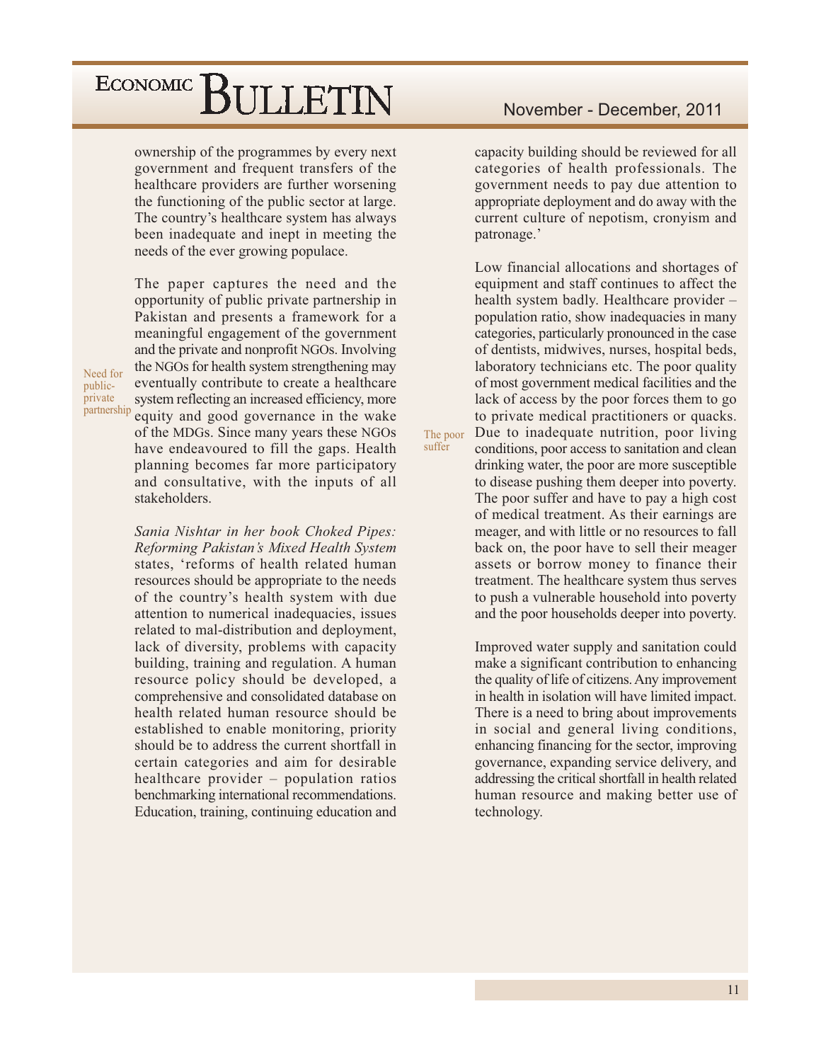ownership of the programmes by every next government and frequent transfers of the healthcare providers are further worsening the functioning of the public sector at large. The country's healthcare system has always been inadequate and inept in meeting the needs of the ever growing populace.

**Need for public-private partnership**

The paper captures the need and the opportunity of public private partnership in Pakistan and presents a framework for a meaningful engagement of the government and the private and nonprofit NGOs. Involving the NGOs for health system strengthening may eventually contribute to create a healthcare system reflecting an increased efficiency, more equity and good governance in the wake of the MDGs. Since many years these NGOs have endeavoured to fill the gaps. Health planning becomes far more participatory and consultative, with the inputs of all stakeholders.

*Sania Nishtar in her book Choked Pipes: Reforming Pakistan's Mixed Health System* states, 'reforms of health related human resources should be appropriate to the needs of the country's health system with due attention to numerical inadequacies, issues related to mal-distribution and deployment, lack of diversity, problems with capacity building, training and regulation. A human resource policy should be developed, a comprehensive and consolidated database on health related human resource should be established to enable monitoring, priority should be to address the current shortfall in certain categories and aim for desirable healthcare provider – population ratios benchmarking international recommendations. Education, training, continuing education and capacity building should be reviewed for all categories of health professionals. The government needs to pay due attention to appropriate deployment and do away with the current culture of nepotism, cronyism and patronage.'

**The poor suffer**

Low financial allocations and shortages of equipment and staff continues to affect the health system badly. Healthcare provider – population ratio, show inadequacies in many categories, particularly pronounced in the case of dentists, midwives, nurses, hospital beds, laboratory technicians etc. The poor quality of most government medical facilities and the lack of access by the poor forces them to go to private medical practitioners or quacks. Due to inadequate nutrition, poor living conditions, poor access to sanitation and clean drinking water, the poor are more susceptible to disease pushing them deeper into poverty. The poor suffer and have to pay a high cost of medical treatment. As their earnings are meager, and with little or no resources to fall back on, the poor have to sell their meager assets or borrow money to finance their treatment. The healthcare system thus serves to push a vulnerable household into poverty and the poor households deeper into poverty.

Improved water supply and sanitation could make a significant contribution to enhancing the quality of life of citizens. Any improvement in health in isolation will have limited impact. There is a need to bring about improvements in social and general living conditions, enhancing financing for the sector, improving governance, expanding service delivery, and addressing the critical shortfall in health related human resource and making better use of technology.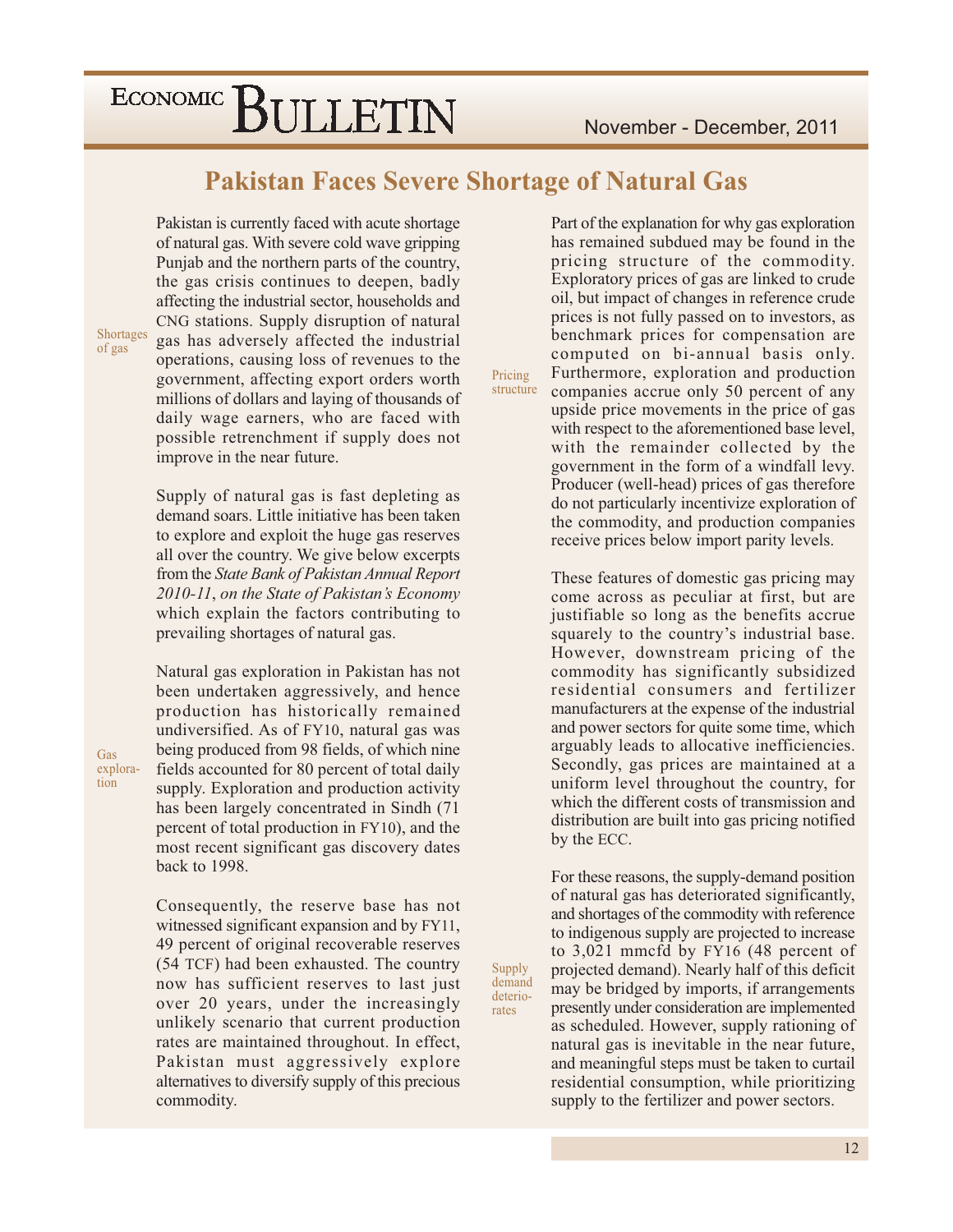# Pakistan Faces Severe Shortage of Natural Gas

Shortages of gas

Pakistan is currently faced with acute shortage of natural gas. With severe cold wave gripping Punjab and the northern parts of the country, the gas crisis continues to deepen, badly affecting the industrial sector, households and CNG stations. Supply disruption of natural gas has adversely affected the industrial operations, causing loss of revenues to the government, affecting export orders worth millions of dollars and laying of thousands of daily wage earners, who are faced with possible retrenchment if supply does not improve in the near future.

Supply of natural gas is fast depleting as demand soars. Little initiative has been taken to explore and exploit the huge gas reserves all over the country. We give below excerpts from the *State Bank of Pakistan Annual Report 2010-11, on the State of Pakistan's Economy* which explain the factors contributing to prevailing shortages of natural gas.

Gas exploration

Natural gas exploration in Pakistan has not been undertaken aggressively, and hence production has historically remained undiversified. As of FY10, natural gas was being produced from 98 fields, of which nine fields accounted for 80 percent of total daily supply. Exploration and production activity has been largely concentrated in Sindh (71 percent of total production in FY10), and the most recent significant gas discovery dates back to 1998.

Consequently, the reserve base has not witnessed significant expansion and by FY11, 49 percent of original recoverable reserves (54 TCF) had been exhausted. The country now has sufficient reserves to last just over 20 years, under the increasingly unlikely scenario that current production rates are maintained throughout. In effect, Pakistan must aggressively explore alternatives to diversify supply of this precious commodity.

Pricing structure

Part of the explanation for why gas exploration has remained subdued may be found in the pricing structure of the commodity. Exploratory prices of gas are linked to crude oil, but impact of changes in reference crude prices is not fully passed on to investors, as benchmark prices for compensation are computed on bi-annual basis only. Furthermore, exploration and production companies accrue only 50 percent of any upside price movements in the price of gas with respect to the aforementioned base level, with the remainder collected by the government in the form of a windfall levy. Producer (well-head) prices of gas therefore do not particularly incentivize exploration of the commodity, and production companies receive prices below import parity levels.

These features of domestic gas pricing may come across as peculiar at first, but are justifiable so long as the benefits accrue squarely to the country's industrial base. However, downstream pricing of the commodity has significantly subsidized residential consumers and fertilizer manufacturers at the expense of the industrial and power sectors for quite some time, which arguably leads to allocative inefficiencies. Secondly, gas prices are maintained at a uniform level throughout the country, for which the different costs of transmission and distribution are built into gas pricing notified by the ECC.

Supply demand deteriorates

For these reasons, the supply-demand position of natural gas has deteriorated significantly, and shortages of the commodity with reference to indigenous supply are projected to increase to 3,021 mmcfd by FY16 (48 percent of projected demand). Nearly half of this deficit may be bridged by imports, if arrangements presently under consideration are implemented as scheduled. However, supply rationing of natural gas is inevitable in the near future, and meaningful steps must be taken to curtail residential consumption, while prioritizing supply to the fertilizer and power sectors.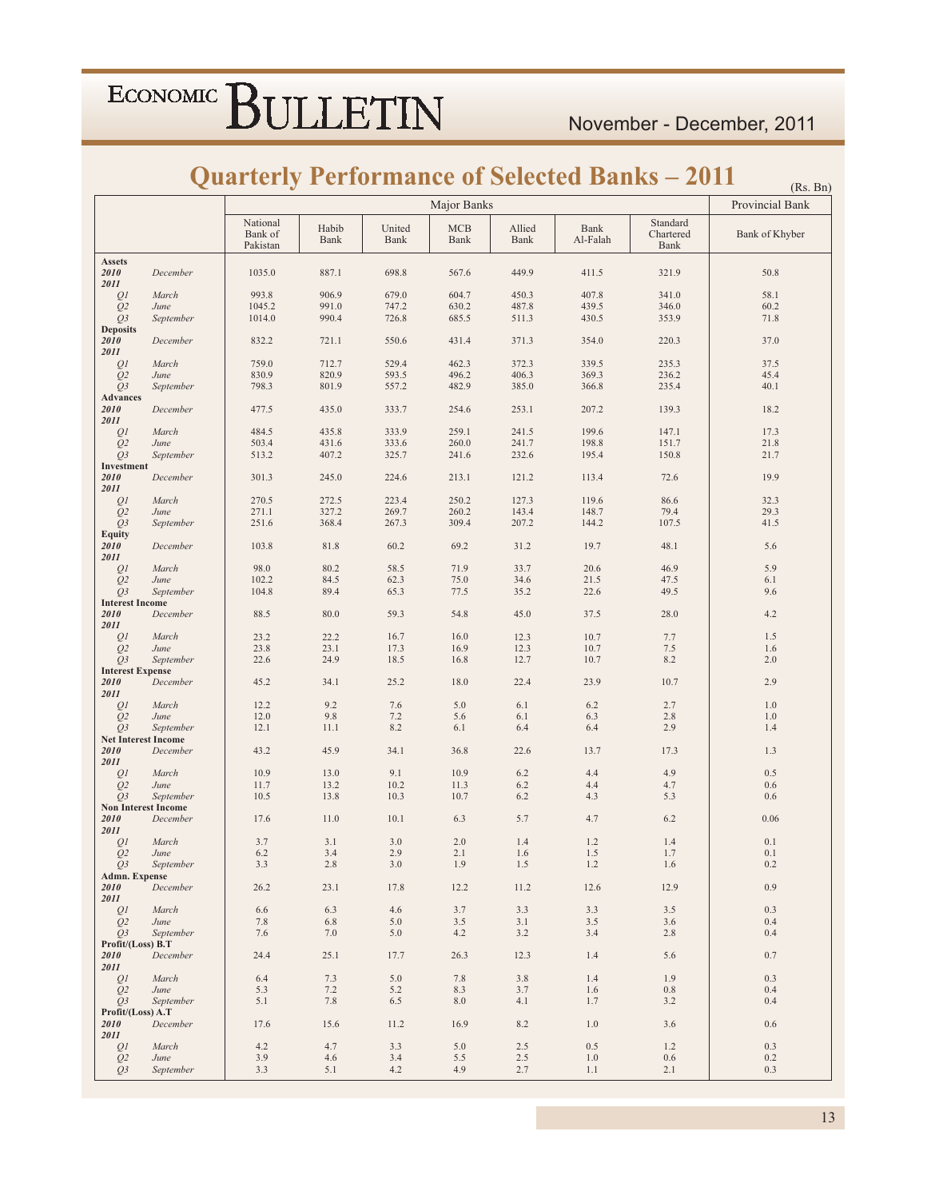# Quarterly Performance of Selected Banks – 2011

(Rs. Bn)

| | | Major Banks | | | | | | | Provincial Bank |
|---|---|---|---|---|---|---|---|---|---|
| | | National Bank of Pakistan | Habib Bank | United Bank | MCB Bank | Allied Bank | Bank Al-Falah | Standard Chartered Bank | Bank of Khyber |
| **Assets** | | | | | | | | | |
| ***2010*** | *December* | 1035.0 | 887.1 | 698.8 | 567.6 | 449.9 | 411.5 | 321.9 | 50.8 |
| ***2011*** | | | | | | | | | |
| *Q1* | *March* | 993.8 | 906.9 | 679.0 | 604.7 | 450.3 | 407.8 | 341.0 | 58.1 |
| *Q2* | *June* | 1045.2 | 991.0 | 747.2 | 630.2 | 487.8 | 439.5 | 346.0 | 60.2 |
| *Q3* | *September* | 1014.0 | 990.4 | 726.8 | 685.5 | 511.3 | 430.5 | 353.9 | 71.8 |
| **Deposits** | | | | | | | | | |
| ***2010*** | *December* | 832.2 | 721.1 | 550.6 | 431.4 | 371.3 | 354.0 | 220.3 | 37.0 |
| ***2011*** | | | | | | | | | |
| *Q1* | *March* | 759.0 | 712.7 | 529.4 | 462.3 | 372.3 | 339.5 | 235.3 | 37.5 |
| *Q2* | *June* | 830.9 | 820.9 | 593.5 | 496.2 | 406.3 | 369.3 | 236.2 | 45.4 |
| *Q3* | *September* | 798.3 | 801.9 | 557.2 | 482.9 | 385.0 | 366.8 | 235.4 | 40.1 |
| **Advances** | | | | | | | | | |
| ***2010*** | *December* | 477.5 | 435.0 | 333.7 | 254.6 | 253.1 | 207.2 | 139.3 | 18.2 |
| ***2011*** | | | | | | | | | |
| *Q1* | *March* | 484.5 | 435.8 | 333.9 | 259.1 | 241.5 | 199.6 | 147.1 | 17.3 |
| *Q2* | *June* | 503.4 | 431.6 | 333.6 | 260.0 | 241.7 | 198.8 | 151.7 | 21.8 |
| *Q3* | *September* | 513.2 | 407.2 | 325.7 | 241.6 | 232.6 | 195.4 | 150.8 | 21.7 |
| **Investment** | | | | | | | | | |
| ***2010*** | *December* | 301.3 | 245.0 | 224.6 | 213.1 | 121.2 | 113.4 | 72.6 | 19.9 |
| ***2011*** | | | | | | | | | |
| *Q1* | *March* | 270.5 | 272.5 | 223.4 | 250.2 | 127.3 | 119.6 | 86.6 | 32.3 |
| *Q2* | *June* | 271.1 | 327.2 | 269.7 | 260.2 | 143.4 | 148.7 | 79.4 | 29.3 |
| *Q3* | *September* | 251.6 | 368.4 | 267.3 | 309.4 | 207.2 | 144.2 | 107.5 | 41.5 |
| **Equity** | | | | | | | | | |
| ***2010*** | *December* | 103.8 | 81.8 | 60.2 | 69.2 | 31.2 | 19.7 | 48.1 | 5.6 |
| ***2011*** | | | | | | | | | |
| *Q1* | *March* | 98.0 | 80.2 | 58.5 | 71.9 | 33.7 | 20.6 | 46.9 | 5.9 |
| *Q2* | *June* | 102.2 | 84.5 | 62.3 | 75.0 | 34.6 | 21.5 | 47.5 | 6.1 |
| *Q3* | *September* | 104.8 | 89.4 | 65.3 | 77.5 | 35.2 | 22.6 | 49.5 | 9.6 |
| **Interest Income** | | | | | | | | | |
| ***2010*** | *December* | 88.5 | 80.0 | 59.3 | 54.8 | 45.0 | 37.5 | 28.0 | 4.2 |
| ***2011*** | | | | | | | | | |
| *Q1* | *March* | 23.2 | 22.2 | 16.7 | 16.0 | 12.3 | 10.7 | 7.7 | 1.5 |
| *Q2* | *June* | 23.8 | 23.1 | 17.3 | 16.9 | 12.3 | 10.7 | 7.5 | 1.6 |
| *Q3* | *September* | 22.6 | 24.9 | 18.5 | 16.8 | 12.7 | 10.7 | 8.2 | 2.0 |
| **Interest Expense** | | | | | | | | | |
| ***2010*** | *December* | 45.2 | 34.1 | 25.2 | 18.0 | 22.4 | 23.9 | 10.7 | 2.9 |
| ***2011*** | | | | | | | | | |
| *Q1* | *March* | 12.2 | 9.2 | 7.6 | 5.0 | 6.1 | 6.2 | 2.7 | 1.0 |
| *Q2* | *June* | 12.0 | 9.8 | 7.2 | 5.6 | 6.1 | 6.3 | 2.8 | 1.0 |
| *Q3* | *September* | 12.1 | 11.1 | 8.2 | 6.1 | 6.4 | 6.4 | 2.9 | 1.4 |
| **Net Interest Income** | | | | | | | | | |
| ***2010*** | *December* | 43.2 | 45.9 | 34.1 | 36.8 | 22.6 | 13.7 | 17.3 | 1.3 |
| ***2011*** | | | | | | | | | |
| *Q1* | *March* | 10.9 | 13.0 | 9.1 | 10.9 | 6.2 | 4.4 | 4.9 | 0.5 |
| *Q2* | *June* | 11.7 | 13.2 | 10.2 | 11.3 | 6.2 | 4.4 | 4.7 | 0.6 |
| *Q3* | *September* | 10.5 | 13.8 | 10.3 | 10.7 | 6.2 | 4.3 | 5.3 | 0.6 |
| **Non Interest Income** | | | | | | | | | |
| ***2010*** | *December* | 17.6 | 11.0 | 10.1 | 6.3 | 5.7 | 4.7 | 6.2 | 0.06 |
| ***2011*** | | | | | | | | | |
| *Q1* | *March* | 3.7 | 3.1 | 3.0 | 2.0 | 1.4 | 1.2 | 1.4 | 0.1 |
| *Q2* | *June* | 6.2 | 3.4 | 2.9 | 2.1 | 1.6 | 1.5 | 1.7 | 0.1 |
| *Q3* | *September* | 3.3 | 2.8 | 3.0 | 1.9 | 1.5 | 1.2 | 1.6 | 0.2 |
| **Admn. Expense** | | | | | | | | | |
| ***2010*** | *December* | 26.2 | 23.1 | 17.8 | 12.2 | 11.2 | 12.6 | 12.9 | 0.9 |
| ***2011*** | | | | | | | | | |
| *Q1* | *March* | 6.6 | 6.3 | 4.6 | 3.7 | 3.3 | 3.3 | 3.5 | 0.3 |
| *Q2* | *June* | 7.8 | 6.8 | 5.0 | 3.5 | 3.1 | 3.5 | 3.6 | 0.4 |
| *Q3* | *September* | 7.6 | 7.0 | 5.0 | 4.2 | 3.2 | 3.4 | 2.8 | 0.4 |
| **Profit/(Loss) B.T** | | | | | | | | | |
| ***2010*** | *December* | 24.4 | 25.1 | 17.7 | 26.3 | 12.3 | 1.4 | 5.6 | 0.7 |
| ***2011*** | | | | | | | | | |
| *Q1* | *March* | 6.4 | 7.3 | 5.0 | 7.8 | 3.8 | 1.4 | 1.9 | 0.3 |
| *Q2* | *June* | 5.3 | 7.2 | 5.2 | 8.3 | 3.7 | 1.6 | 0.8 | 0.4 |
| *Q3* | *September* | 5.1 | 7.8 | 6.5 | 8.0 | 4.1 | 1.7 | 3.2 | 0.4 |
| **Profit/(Loss) A.T** | | | | | | | | | |
| ***2010*** | *December* | 17.6 | 15.6 | 11.2 | 16.9 | 8.2 | 1.0 | 3.6 | 0.6 |
| ***2011*** | | | | | | | | | |
| *Q1* | *March* | 4.2 | 4.7 | 3.3 | 5.0 | 2.5 | 0.5 | 1.2 | 0.3 |
| *Q2* | *June* | 3.9 | 4.6 | 3.4 | 5.5 | 2.5 | 1.0 | 0.6 | 0.2 |
| *Q3* | *September* | 3.3 | 5.1 | 4.2 | 4.9 | 2.7 | 1.1 | 2.1 | 0.3 |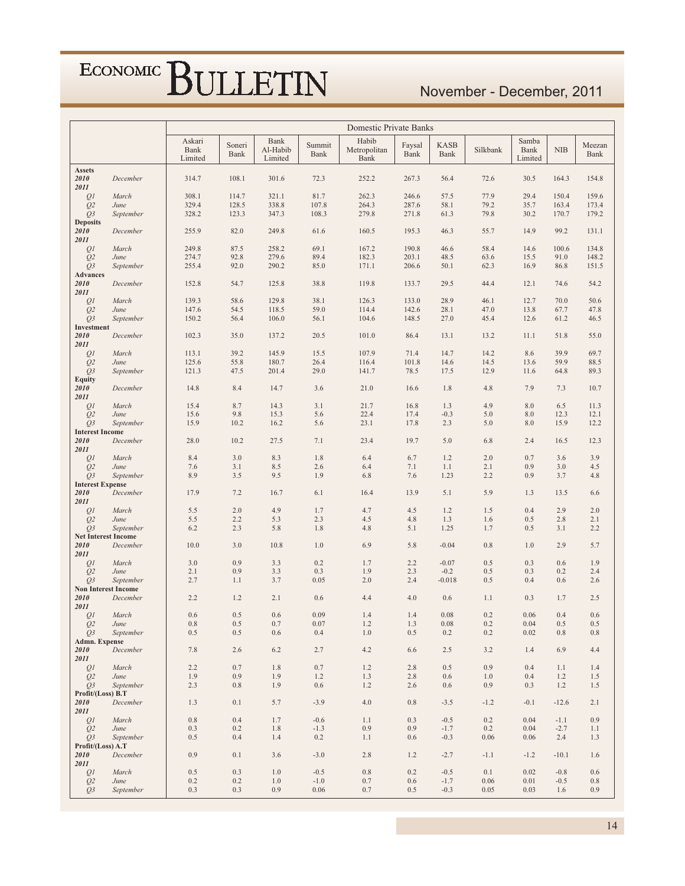| | | Domestic Private Banks | | | | | | | | | | |
|---|---|---|---|---|---|---|---|---|---|---|---|---|
| | | Askari Bank Limited | Soneri Bank | Bank Al-Habib Limited | Summit Bank | Habib Metropolitan Bank | Faysal Bank | KASB Bank | Silkbank | Samba Bank Limited | NIB | Meezan Bank |
| **Assets** | | | | | | | | | | | | |
| **2010** | December | 314.7 | 108.1 | 301.6 | 72.3 | 252.2 | 267.3 | 56.4 | 72.6 | 30.5 | 164.3 | 154.8 |
| **2011** | | | | | | | | | | | | |
| Q1 | March | 308.1 | 114.7 | 321.1 | 81.7 | 262.3 | 246.6 | 57.5 | 77.9 | 29.4 | 150.4 | 159.6 |
| Q2 | June | 329.4 | 128.5 | 338.8 | 107.8 | 264.3 | 287.6 | 58.1 | 79.2 | 35.7 | 163.4 | 173.4 |
| Q3 | September | 328.2 | 123.3 | 347.3 | 108.3 | 279.8 | 271.8 | 61.3 | 79.8 | 30.2 | 170.7 | 179.2 |
| **Deposits** | | | | | | | | | | | | |
| **2010** | December | 255.9 | 82.0 | 249.8 | 61.6 | 160.5 | 195.3 | 46.3 | 55.7 | 14.9 | 99.2 | 131.1 |
| **2011** | | | | | | | | | | | | |
| Q1 | March | 249.8 | 87.5 | 258.2 | 69.1 | 167.2 | 190.8 | 46.6 | 58.4 | 14.6 | 100.6 | 134.8 |
| Q2 | June | 274.7 | 92.8 | 279.6 | 89.4 | 182.3 | 203.1 | 48.5 | 63.6 | 15.5 | 91.0 | 148.2 |
| Q3 | September | 255.4 | 92.0 | 290.2 | 85.0 | 171.1 | 206.6 | 50.1 | 62.3 | 16.9 | 86.8 | 151.5 |
| **Advances** | | | | | | | | | | | | |
| **2010** | December | 152.8 | 54.7 | 125.8 | 38.8 | 119.8 | 133.7 | 29.5 | 44.4 | 12.1 | 74.6 | 54.2 |
| **2011** | | | | | | | | | | | | |
| Q1 | March | 139.3 | 58.6 | 129.8 | 38.1 | 126.3 | 133.0 | 28.9 | 46.1 | 12.7 | 70.0 | 50.6 |
| Q2 | June | 147.6 | 54.5 | 118.5 | 59.0 | 114.4 | 142.6 | 28.1 | 47.0 | 13.8 | 67.7 | 47.8 |
| Q3 | September | 150.2 | 56.4 | 106.0 | 56.1 | 104.6 | 148.5 | 27.0 | 45.4 | 12.6 | 61.2 | 46.5 |
| **Investment** | | | | | | | | | | | | |
| **2010** | December | 102.3 | 35.0 | 137.2 | 20.5 | 101.0 | 86.4 | 13.1 | 13.2 | 11.1 | 51.8 | 55.0 |
| **2011** | | | | | | | | | | | | |
| Q1 | March | 113.1 | 39.2 | 145.9 | 15.5 | 107.9 | 71.4 | 14.7 | 14.2 | 8.6 | 39.9 | 69.7 |
| Q2 | June | 125.6 | 55.8 | 180.7 | 26.4 | 116.4 | 101.8 | 14.6 | 14.5 | 13.6 | 59.9 | 88.5 |
| Q3 | September | 121.3 | 47.5 | 201.4 | 29.0 | 141.7 | 78.5 | 17.5 | 12.9 | 11.6 | 64.8 | 89.3 |
| **Equity** | | | | | | | | | | | | |
| **2010** | December | 14.8 | 8.4 | 14.7 | 3.6 | 21.0 | 16.6 | 1.8 | 4.8 | 7.9 | 7.3 | 10.7 |
| **2011** | | | | | | | | | | | | |
| Q1 | March | 15.4 | 8.7 | 14.3 | 3.1 | 21.7 | 16.8 | 1.3 | 4.9 | 8.0 | 6.5 | 11.3 |
| Q2 | June | 15.6 | 9.8 | 15.3 | 5.6 | 22.4 | 17.4 | -0.3 | 5.0 | 8.0 | 12.3 | 12.1 |
| Q3 | September | 15.9 | 10.2 | 16.2 | 5.6 | 23.1 | 17.8 | 2.3 | 5.0 | 8.0 | 15.9 | 12.2 |
| **Interest Income** | | | | | | | | | | | | |
| **2010** | December | 28.0 | 10.2 | 27.5 | 7.1 | 23.4 | 19.7 | 5.0 | 6.8 | 2.4 | 16.5 | 12.3 |
| **2011** | | | | | | | | | | | | |
| Q1 | March | 8.4 | 3.0 | 8.3 | 1.8 | 6.4 | 6.7 | 1.2 | 2.0 | 0.7 | 3.6 | 3.9 |
| Q2 | June | 7.6 | 3.1 | 8.5 | 2.6 | 6.4 | 7.1 | 1.1 | 2.1 | 0.9 | 3.0 | 4.5 |
| Q3 | September | 8.9 | 3.5 | 9.5 | 1.9 | 6.8 | 7.6 | 1.23 | 2.2 | 0.9 | 3.7 | 4.8 |
| **Interest Expense** | | | | | | | | | | | | |
| **2010** | December | 17.9 | 7.2 | 16.7 | 6.1 | 16.4 | 13.9 | 5.1 | 5.9 | 1.3 | 13.5 | 6.6 |
| **2011** | | | | | | | | | | | | |
| Q1 | March | 5.5 | 2.0 | 4.9 | 1.7 | 4.7 | 4.5 | 1.2 | 1.5 | 0.4 | 2.9 | 2.0 |
| Q2 | June | 5.5 | 2.2 | 5.3 | 2.3 | 4.5 | 4.8 | 1.3 | 1.6 | 0.5 | 2.8 | 2.1 |
| Q3 | September | 6.2 | 2.3 | 5.8 | 1.8 | 4.8 | 5.1 | 1.25 | 1.7 | 0.5 | 3.1 | 2.2 |
| **Net Interest Income** | | | | | | | | | | | | |
| **2010** | December | 10.0 | 3.0 | 10.8 | 1.0 | 6.9 | 5.8 | -0.04 | 0.8 | 1.0 | 2.9 | 5.7 |
| **2011** | | | | | | | | | | | | |
| Q1 | March | 3.0 | 0.9 | 3.3 | 0.2 | 1.7 | 2.2 | -0.07 | 0.5 | 0.3 | 0.6 | 1.9 |
| Q2 | June | 2.1 | 0.9 | 3.3 | 0.3 | 1.9 | 2.3 | -0.2 | 0.5 | 0.3 | 0.2 | 2.4 |
| Q3 | September | 2.7 | 1.1 | 3.7 | 0.05 | 2.0 | 2.4 | -0.018 | 0.5 | 0.4 | 0.6 | 2.6 |
| **Non Interest Income** | | | | | | | | | | | | |
| **2010** | December | 2.2 | 1.2 | 2.1 | 0.6 | 4.4 | 4.0 | 0.6 | 1.1 | 0.3 | 1.7 | 2.5 |
| **2011** | | | | | | | | | | | | |
| Q1 | March | 0.6 | 0.5 | 0.6 | 0.09 | 1.4 | 1.4 | 0.08 | 0.2 | 0.06 | 0.4 | 0.6 |
| Q2 | June | 0.8 | 0.5 | 0.7 | 0.07 | 1.2 | 1.3 | 0.08 | 0.2 | 0.04 | 0.5 | 0.5 |
| Q3 | September | 0.5 | 0.5 | 0.6 | 0.4 | 1.0 | 0.5 | 0.2 | 0.2 | 0.02 | 0.8 | 0.8 |
| **Admn. Expense** | | | | | | | | | | | | |
| **2010** | December | 7.8 | 2.6 | 6.2 | 2.7 | 4.2 | 6.6 | 2.5 | 3.2 | 1.4 | 6.9 | 4.4 |
| **2011** | | | | | | | | | | | | |
| Q1 | March | 2.2 | 0.7 | 1.8 | 0.7 | 1.2 | 2.8 | 0.5 | 0.9 | 0.4 | 1.1 | 1.4 |
| Q2 | June | 1.9 | 0.9 | 1.9 | 1.2 | 1.3 | 2.8 | 0.6 | 1.0 | 0.4 | 1.2 | 1.5 |
| Q3 | September | 2.3 | 0.8 | 1.9 | 0.6 | 1.2 | 2.6 | 0.6 | 0.9 | 0.3 | 1.2 | 1.5 |
| **Profit/(Loss) B.T** | | | | | | | | | | | | |
| **2010** | December | 1.3 | 0.1 | 5.7 | -3.9 | 4.0 | 0.8 | -3.5 | -1.2 | -0.1 | -12.6 | 2.1 |
| **2011** | | | | | | | | | | | | |
| Q1 | March | 0.8 | 0.4 | 1.7 | -0.6 | 1.1 | 0.3 | -0.5 | 0.2 | 0.04 | -1.1 | 0.9 |
| Q2 | June | 0.3 | 0.2 | 1.8 | -1.3 | 0.9 | 0.9 | -1.7 | 0.2 | 0.04 | -2.7 | 1.1 |
| Q3 | September | 0.5 | 0.4 | 1.4 | 0.2 | 1.1 | 0.6 | -0.3 | 0.06 | 0.06 | 2.4 | 1.3 |
| **Profit/(Loss) A.T** | | | | | | | | | | | | |
| **2010** | December | 0.9 | 0.1 | 3.6 | -3.0 | 2.8 | 1.2 | -2.7 | -1.1 | -1.2 | -10.1 | 1.6 |
| **2011** | | | | | | | | | | | | |
| Q1 | March | 0.5 | 0.3 | 1.0 | -0.5 | 0.8 | 0.2 | -0.5 | 0.1 | 0.02 | -0.8 | 0.6 |
| Q2 | June | 0.2 | 0.2 | 1.0 | -1.0 | 0.7 | 0.6 | -1.7 | 0.06 | 0.01 | -0.5 | 0.8 |
| Q3 | September | 0.3 | 0.3 | 0.9 | 0.06 | 0.7 | 0.5 | -0.3 | 0.05 | 0.03 | 1.6 | 0.9 |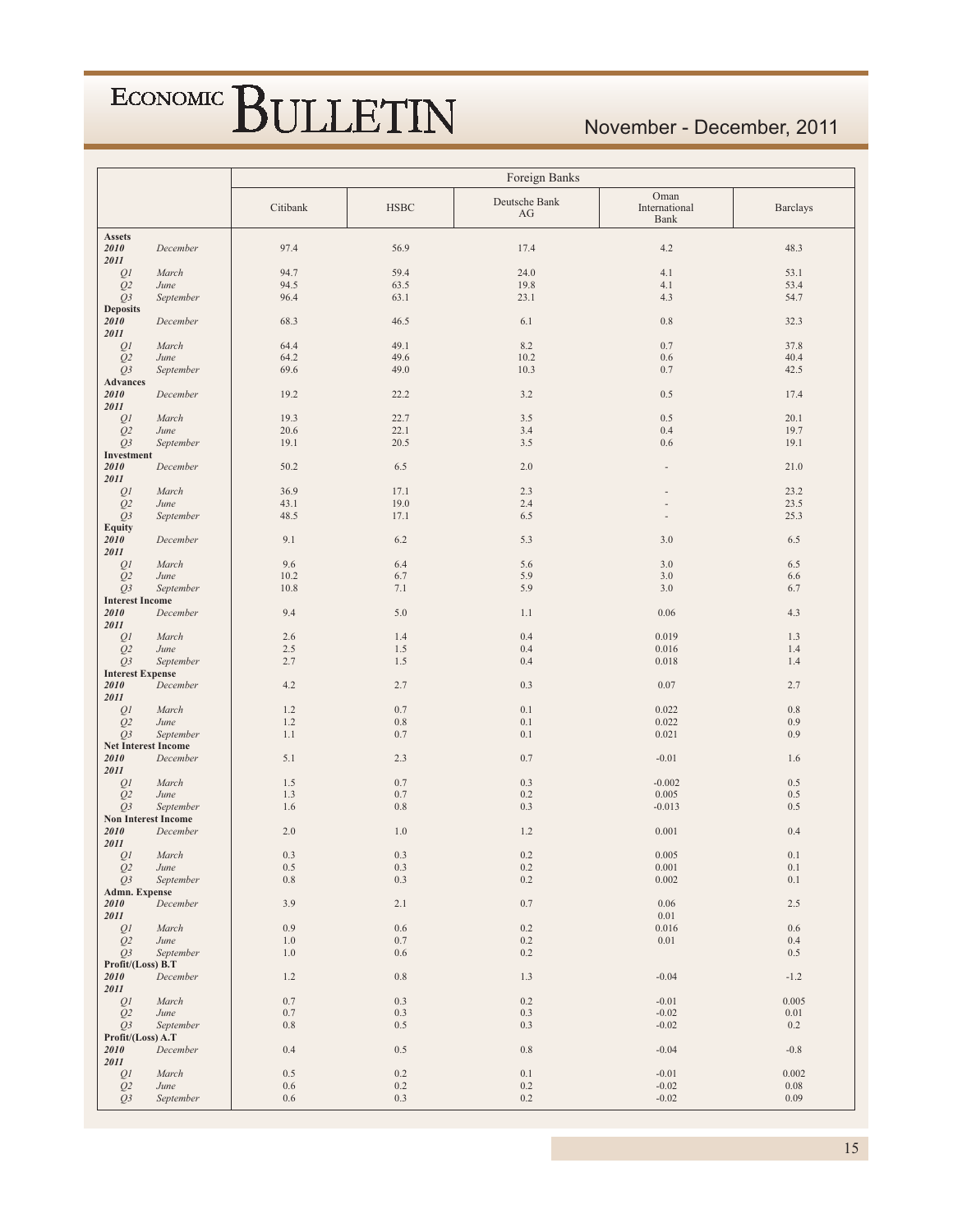| | Foreign Banks | | | | |
|---|---|---|---|---|---|
| | Citibank | HSBC | Deutsche Bank AG | Oman International Bank | Barclays |
| **Assets** | | | | | |
| ***2010*** *December* | 97.4 | 56.9 | 17.4 | 4.2 | 48.3 |
| ***2011*** | | | | | |
| *Q1* *March* | 94.7 | 59.4 | 24.0 | 4.1 | 53.1 |
| *Q2* *June* | 94.5 | 63.5 | 19.8 | 4.1 | 53.4 |
| *Q3* *September* | 96.4 | 63.1 | 23.1 | 4.3 | 54.7 |
| **Deposits** | | | | | |
| ***2010*** *December* | 68.3 | 46.5 | 6.1 | 0.8 | 32.3 |
| ***2011*** | | | | | |
| *Q1* *March* | 64.4 | 49.1 | 8.2 | 0.7 | 37.8 |
| *Q2* *June* | 64.2 | 49.6 | 10.2 | 0.6 | 40.4 |
| *Q3* *September* | 69.6 | 49.0 | 10.3 | 0.7 | 42.5 |
| **Advances** | | | | | |
| ***2010*** *December* | 19.2 | 22.2 | 3.2 | 0.5 | 17.4 |
| ***2011*** | | | | | |
| *Q1* *March* | 19.3 | 22.7 | 3.5 | 0.5 | 20.1 |
| *Q2* *June* | 20.6 | 22.1 | 3.4 | 0.4 | 19.7 |
| *Q3* *September* | 19.1 | 20.5 | 3.5 | 0.6 | 19.1 |
| **Investment** | | | | | |
| ***2010*** *December* | 50.2 | 6.5 | 2.0 | - | 21.0 |
| ***2011*** | | | | | |
| *Q1* *March* | 36.9 | 17.1 | 2.3 | - | 23.2 |
| *Q2* *June* | 43.1 | 19.0 | 2.4 | - | 23.5 |
| *Q3* *September* | 48.5 | 17.1 | 6.5 | - | 25.3 |
| **Equity** | | | | | |
| ***2010*** *December* | 9.1 | 6.2 | 5.3 | 3.0 | 6.5 |
| ***2011*** | | | | | |
| *Q1* *March* | 9.6 | 6.4 | 5.6 | 3.0 | 6.5 |
| *Q2* *June* | 10.2 | 6.7 | 5.9 | 3.0 | 6.6 |
| *Q3* *September* | 10.8 | 7.1 | 5.9 | 3.0 | 6.7 |
| **Interest Income** | | | | | |
| ***2010*** *December* | 9.4 | 5.0 | 1.1 | 0.06 | 4.3 |
| ***2011*** | | | | | |
| *Q1* *March* | 2.6 | 1.4 | 0.4 | 0.019 | 1.3 |
| *Q2* *June* | 2.5 | 1.5 | 0.4 | 0.016 | 1.4 |
| *Q3* *September* | 2.7 | 1.5 | 0.4 | 0.018 | 1.4 |
| **Interest Expense** | | | | | |
| ***2010*** *December* | 4.2 | 2.7 | 0.3 | 0.07 | 2.7 |
| ***2011*** | | | | | |
| *Q1* *March* | 1.2 | 0.7 | 0.1 | 0.022 | 0.8 |
| *Q2* *June* | 1.2 | 0.8 | 0.1 | 0.022 | 0.9 |
| *Q3* *September* | 1.1 | 0.7 | 0.1 | 0.021 | 0.9 |
| **Net Interest Income** | | | | | |
| ***2010*** *December* | 5.1 | 2.3 | 0.7 | -0.01 | 1.6 |
| ***2011*** | | | | | |
| *Q1* *March* | 1.5 | 0.7 | 0.3 | -0.002 | 0.5 |
| *Q2* *June* | 1.3 | 0.7 | 0.2 | 0.005 | 0.5 |
| *Q3* *September* | 1.6 | 0.8 | 0.3 | -0.013 | 0.5 |
| **Non Interest Income** | | | | | |
| ***2010*** *December* | 2.0 | 1.0 | 1.2 | 0.001 | 0.4 |
| ***2011*** | | | | | |
| *Q1* *March* | 0.3 | 0.3 | 0.2 | 0.005 | 0.1 |
| *Q2* *June* | 0.5 | 0.3 | 0.2 | 0.001 | 0.1 |
| *Q3* *September* | 0.8 | 0.3 | 0.2 | 0.002 | 0.1 |
| **Admn. Expense** | | | | | |
| ***2010*** *December* | 3.9 | 2.1 | 0.7 | 0.06 | 2.5 |
| ***2011*** | | | | 0.01 | |
| *Q1* *March* | 0.9 | 0.6 | 0.2 | 0.016 | 0.6 |
| *Q2* *June* | 1.0 | 0.7 | 0.2 | 0.01 | 0.4 |
| *Q3* *September* | 1.0 | 0.6 | 0.2 | | 0.5 |
| **Profit/(Loss) B.T** | | | | | |
| ***2010*** *December* | 1.2 | 0.8 | 1.3 | -0.04 | -1.2 |
| ***2011*** | | | | | |
| *Q1* *March* | 0.7 | 0.3 | 0.2 | -0.01 | 0.005 |
| *Q2* *June* | 0.7 | 0.3 | 0.3 | -0.02 | 0.01 |
| *Q3* *September* | 0.8 | 0.5 | 0.3 | -0.02 | 0.2 |
| **Profit/(Loss) A.T** | | | | | |
| ***2010*** *December* | 0.4 | 0.5 | 0.8 | -0.04 | -0.8 |
| ***2011*** | | | | | |
| *Q1* *March* | 0.5 | 0.2 | 0.1 | -0.01 | 0.002 |
| *Q2* *June* | 0.6 | 0.2 | 0.2 | -0.02 | 0.08 |
| *Q3* *September* | 0.6 | 0.3 | 0.2 | -0.02 | 0.09 |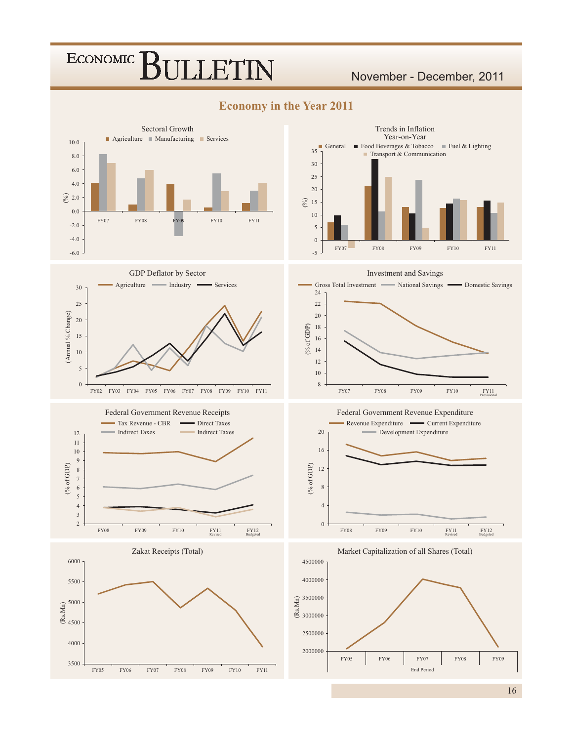## Economy in the Year 2011

**Sectoral Growth**

Agriculture | Manufacturing | Services

(%)

FY07 FY08 FY09 FY10 FY11

**Trends in Inflation Year-on-Year**

General | Food Beverages & Tobacco | Fuel & Lighting | Transport & Communication

(%)

FY07 FY08 FY09 FY10 FY11

**GDP Deflator by Sector**

Agriculture | Industry | Services

(Annual % Change)

FY02 FY03 FY04 FY05 FY06 FY07 FY08 FY09 FY10 FY11

**Investment and Savings**

Gross Total Investment | National Savings | Domestic Savings

(% of GDP)

FY07 FY08 FY09 FY10 FY11 Provisional

**Federal Government Revenue Receipts**

Tax Revenue - CBR | Direct Taxes | Indirect Taxes | Indirect Taxes

(% of GDP)

FY08 FY09 FY10 FY11 Revised FY12 Budgeted

**Federal Government Revenue Expenditure**

Revenue Expenditure | Current Expenditure | Development Expenditure

(% of GDP)

FY08 FY09 FY10 FY11 Revised FY12 Budgeted

**Zakat Receipts (Total)**

(Rs.Mn)

FY05 FY06 FY07 FY08 FY09 FY10 FY11

**Market Capitalization of all Shares (Total)**

(Rs.Mn)

FY05 FY06 FY07 FY08 FY09

End Period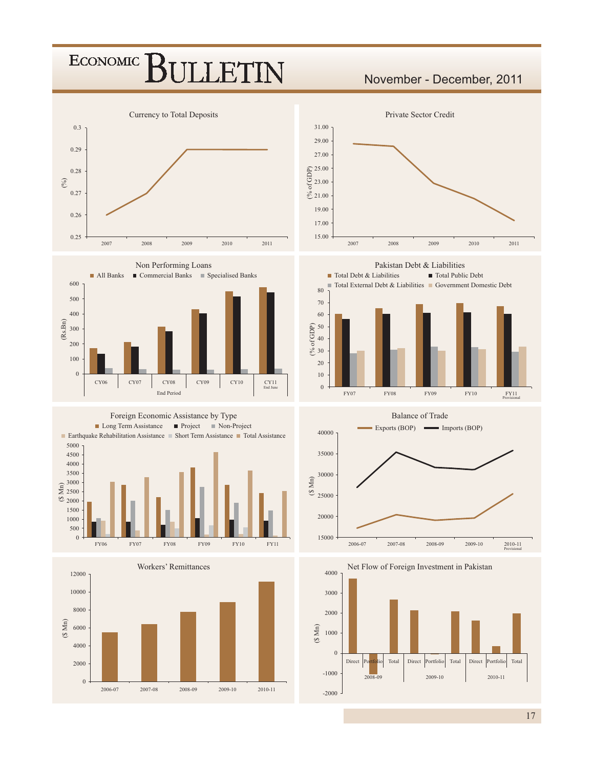### Currency to Total Deposits

(%)

0.3, 0.29, 0.28, 0.27, 0.26, 0.25

2007, 2008, 2009, 2010, 2011

### Private Sector Credit

(% of GDP)

31.00, 29.00, 27.00, 25.00, 23.00, 21.00, 19.00, 17.00, 15.00

2007, 2008, 2009, 2010, 2011

### Non Performing Loans

All Banks · Commercial Banks · Specialised Banks

(Rs.Bn)

0, 100, 200, 300, 400, 500, 600

CY06, CY07, CY08, CY09, CY10, CY11 End June

End Period

### Pakistan Debt & Liabilities

Total Debt & Liabilities · Total Public Debt · Total External Debt & Liabilities · Government Domestic Debt

(% of GDP)

0, 10, 20, 30, 40, 50, 60, 70, 80

FY07, FY08, FY09, FY10, FY11 Provisional

### Foreign Economic Assistance by Type

Long Term Assistance · Project · Non-Project · Earthquake Rehabilitation Assistance · Short Term Assistance · Total Assistance

($ Mn)

0, 500, 1000, 1500, 2000, 2500, 3000, 3500, 4000, 4500, 5000

FY06, FY07, FY08, FY09, FY10, FY11

### Balance of Trade

Exports (BOP) · Imports (BOP)

($ Mn)

15000, 20000, 25000, 30000, 35000, 40000

2006-07, 2007-08, 2008-09, 2009-10, 2010-11 Provisional

### Workers' Remittances

($ Mn)

0, 2000, 4000, 6000, 8000, 10000, 12000

2006-07, 2007-08, 2008-09, 2009-10, 2010-11

### Net Flow of Foreign Investment in Pakistan

($ Mn)

-2000, -1000, 0, 1000, 2000, 3000, 4000

Direct, Portfolio, Total (2008-09) · Direct, Portfolio, Total (2009-10) · Direct, Portfolio, Total (2010-11)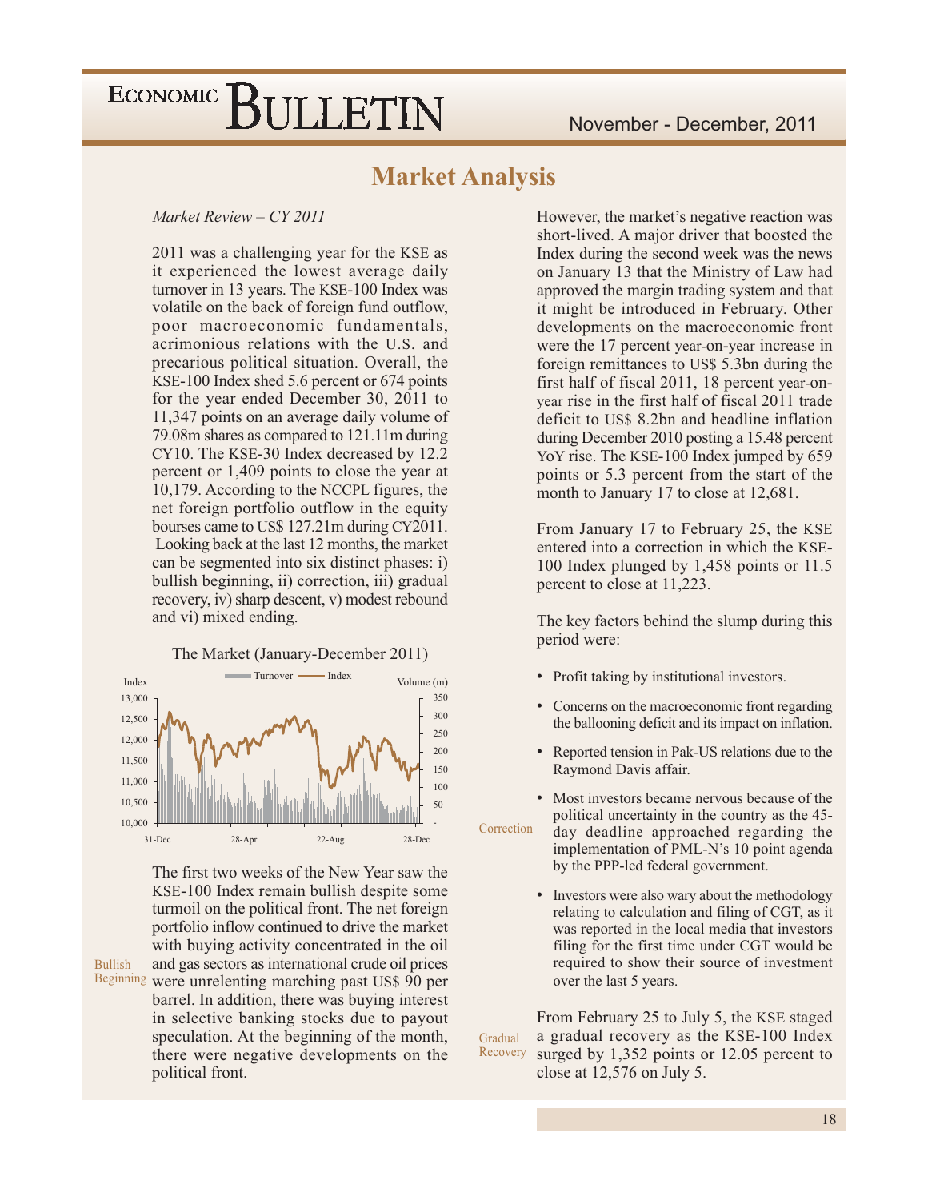# Market Analysis

*Market Review – CY 2011*

2011 was a challenging year for the KSE as it experienced the lowest average daily turnover in 13 years. The KSE-100 Index was volatile on the back of foreign fund outflow, poor macroeconomic fundamentals, acrimonious relations with the U.S. and precarious political situation. Overall, the KSE-100 Index shed 5.6 percent or 674 points for the year ended December 30, 2011 to 11,347 points on an average daily volume of 79.08m shares as compared to 121.11m during CY10. The KSE-30 Index decreased by 12.2 percent or 1,409 points to close the year at 10,179. According to the NCCPL figures, the net foreign portfolio outflow in the equity bourses came to US$ 127.21m during CY2011. Looking back at the last 12 months, the market can be segmented into six distinct phases: i) bullish beginning, ii) correction, iii) gradual recovery, iv) sharp descent, v) modest rebound and vi) mixed ending.

The Market (January-December 2011)

Bullish Beginning

The first two weeks of the New Year saw the KSE-100 Index remain bullish despite some turmoil on the political front. The net foreign portfolio inflow continued to drive the market with buying activity concentrated in the oil and gas sectors as international crude oil prices were unrelenting marching past US$ 90 per barrel. In addition, there was buying interest in selective banking stocks due to payout speculation. At the beginning of the month, there were negative developments on the political front.

However, the market's negative reaction was short-lived. A major driver that boosted the Index during the second week was the news on January 13 that the Ministry of Law had approved the margin trading system and that it might be introduced in February. Other developments on the macroeconomic front were the 17 percent year-on-year increase in foreign remittances to US$ 5.3bn during the first half of fiscal 2011, 18 percent year-on-year rise in the first half of fiscal 2011 trade deficit to US$ 8.2bn and headline inflation during December 2010 posting a 15.48 percent YoY rise. The KSE-100 Index jumped by 659 points or 5.3 percent from the start of the month to January 17 to close at 12,681.

Correction

From January 17 to February 25, the KSE entered into a correction in which the KSE-100 Index plunged by 1,458 points or 11.5 percent to close at 11,223.

The key factors behind the slump during this period were:

- Profit taking by institutional investors.
- Concerns on the macroeconomic front regarding the ballooning deficit and its impact on inflation.
- Reported tension in Pak-US relations due to the Raymond Davis affair.
- Most investors became nervous because of the political uncertainty in the country as the 45-day deadline approached regarding the implementation of PML-N's 10 point agenda by the PPP-led federal government.
- Investors were also wary about the methodology relating to calculation and filing of CGT, as it was reported in the local media that investors filing for the first time under CGT would be required to show their source of investment over the last 5 years.

Gradual Recovery

From February 25 to July 5, the KSE staged a gradual recovery as the KSE-100 Index surged by 1,352 points or 12.05 percent to close at 12,576 on July 5.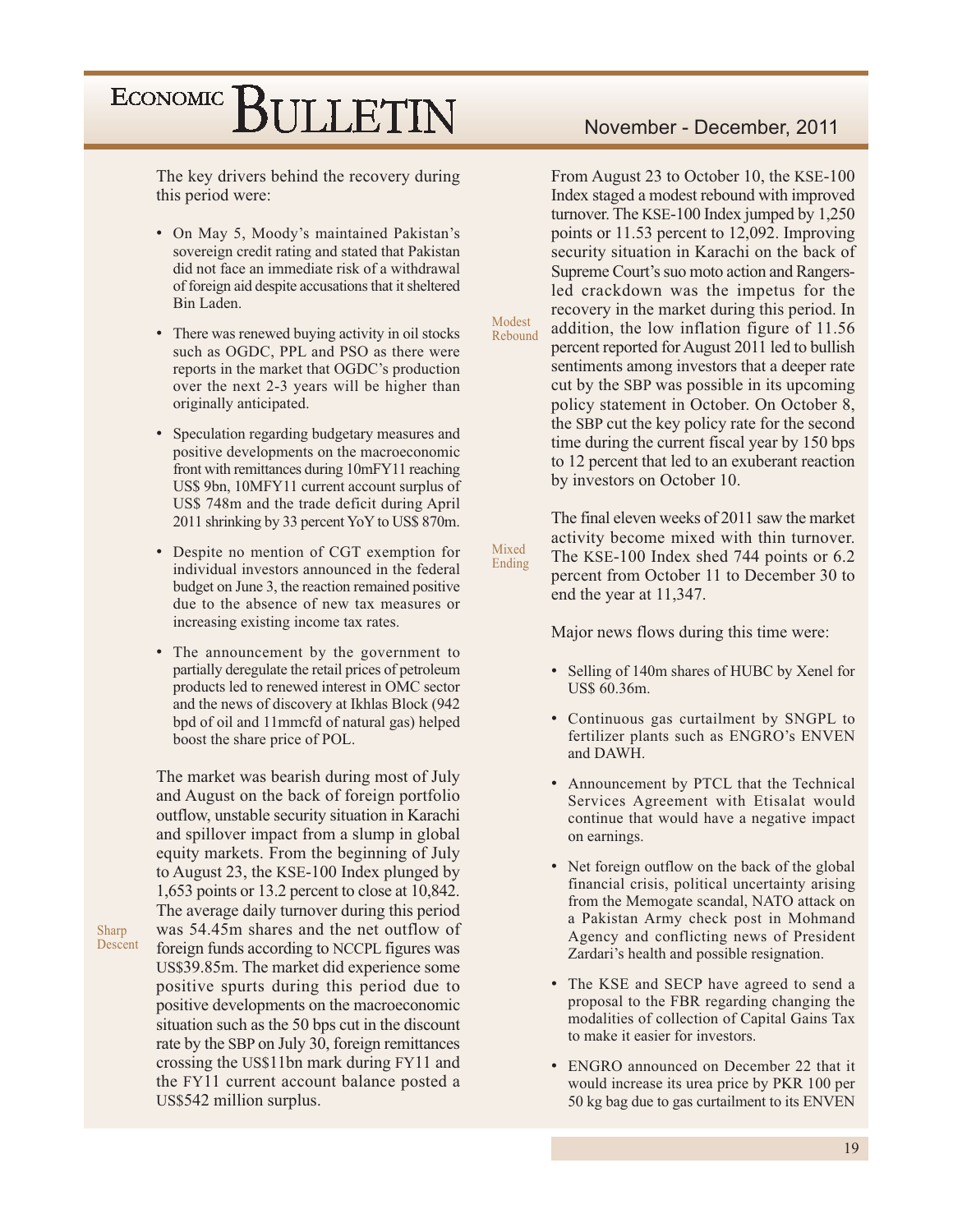The key drivers behind the recovery during this period were:

- On May 5, Moody's maintained Pakistan's sovereign credit rating and stated that Pakistan did not face an immediate risk of a withdrawal of foreign aid despite accusations that it sheltered Bin Laden.
- There was renewed buying activity in oil stocks such as OGDC, PPL and PSO as there were reports in the market that OGDC's production over the next 2-3 years will be higher than originally anticipated.
- Speculation regarding budgetary measures and positive developments on the macroeconomic front with remittances during 10mFY11 reaching US$ 9bn, 10MFY11 current account surplus of US$ 748m and the trade deficit during April 2011 shrinking by 33 percent YoY to US$ 870m.
- Despite no mention of CGT exemption for individual investors announced in the federal budget on June 3, the reaction remained positive due to the absence of new tax measures or increasing existing income tax rates.
- The announcement by the government to partially deregulate the retail prices of petroleum products led to renewed interest in OMC sector and the news of discovery at Ikhlas Block (942 bpd of oil and 11mmcfd of natural gas) helped boost the share price of POL.

**Sharp Descent**

The market was bearish during most of July and August on the back of foreign portfolio outflow, unstable security situation in Karachi and spillover impact from a slump in global equity markets. From the beginning of July to August 23, the KSE-100 Index plunged by 1,653 points or 13.2 percent to close at 10,842. The average daily turnover during this period was 54.45m shares and the net outflow of foreign funds according to NCCPL figures was US$39.85m. The market did experience some positive spurts during this period due to positive developments on the macroeconomic situation such as the 50 bps cut in the discount rate by the SBP on July 30, foreign remittances crossing the US$11bn mark during FY11 and the FY11 current account balance posted a US$542 million surplus.

**Modest Rebound**

From August 23 to October 10, the KSE-100 Index staged a modest rebound with improved turnover. The KSE-100 Index jumped by 1,250 points or 11.53 percent to 12,092. Improving security situation in Karachi on the back of Supreme Court's suo moto action and Rangers-led crackdown was the impetus for the recovery in the market during this period. In addition, the low inflation figure of 11.56 percent reported for August 2011 led to bullish sentiments among investors that a deeper rate cut by the SBP was possible in its upcoming policy statement in October. On October 8, the SBP cut the key policy rate for the second time during the current fiscal year by 150 bps to 12 percent that led to an exuberant reaction by investors on October 10.

**Mixed Ending**

The final eleven weeks of 2011 saw the market activity become mixed with thin turnover. The KSE-100 Index shed 744 points or 6.2 percent from October 11 to December 30 to end the year at 11,347.

Major news flows during this time were:

- Selling of 140m shares of HUBC by Xenel for US$ 60.36m.
- Continuous gas curtailment by SNGPL to fertilizer plants such as ENGRO's ENVEN and DAWH.
- Announcement by PTCL that the Technical Services Agreement with Etisalat would continue that would have a negative impact on earnings.
- Net foreign outflow on the back of the global financial crisis, political uncertainty arising from the Memogate scandal, NATO attack on a Pakistan Army check post in Mohmand Agency and conflicting news of President Zardari's health and possible resignation.
- The KSE and SECP have agreed to send a proposal to the FBR regarding changing the modalities of collection of Capital Gains Tax to make it easier for investors.
- ENGRO announced on December 22 that it would increase its urea price by PKR 100 per 50 kg bag due to gas curtailment to its ENVEN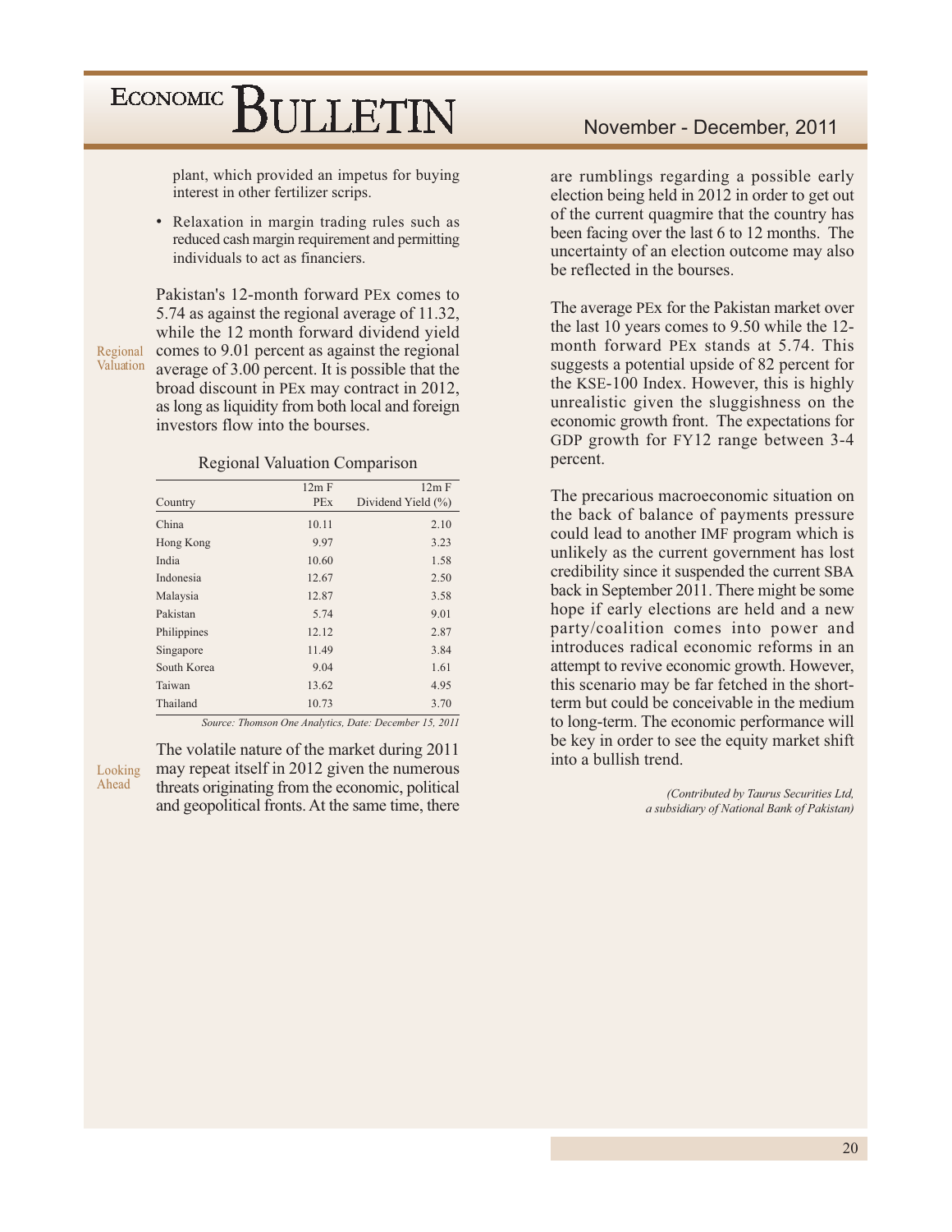plant, which provided an impetus for buying interest in other fertilizer scrips.

- Relaxation in margin trading rules such as reduced cash margin requirement and permitting individuals to act as financiers.

Regional Valuation

Pakistan's 12-month forward PEx comes to 5.74 as against the regional average of 11.32, while the 12 month forward dividend yield comes to 9.01 percent as against the regional average of 3.00 percent. It is possible that the broad discount in PEx may contract in 2012, as long as liquidity from both local and foreign investors flow into the bourses.

Regional Valuation Comparison

| Country | 12m F PEx | 12m F Dividend Yield (%) |
|---|---|---|
| China | 10.11 | 2.10 |
| Hong Kong | 9.97 | 3.23 |
| India | 10.60 | 1.58 |
| Indonesia | 12.67 | 2.50 |
| Malaysia | 12.87 | 3.58 |
| Pakistan | 5.74 | 9.01 |
| Philippines | 12.12 | 2.87 |
| Singapore | 11.49 | 3.84 |
| South Korea | 9.04 | 1.61 |
| Taiwan | 13.62 | 4.95 |
| Thailand | 10.73 | 3.70 |

*Source: Thomson One Analytics, Date: December 15, 2011*

Looking Ahead

The volatile nature of the market during 2011 may repeat itself in 2012 given the numerous threats originating from the economic, political and geopolitical fronts. At the same time, there are rumblings regarding a possible early election being held in 2012 in order to get out of the current quagmire that the country has been facing over the last 6 to 12 months. The uncertainty of an election outcome may also be reflected in the bourses.

The average PEx for the Pakistan market over the last 10 years comes to 9.50 while the 12-month forward PEx stands at 5.74. This suggests a potential upside of 82 percent for the KSE-100 Index. However, this is highly unrealistic given the sluggishness on the economic growth front. The expectations for GDP growth for FY12 range between 3-4 percent.

The precarious macroeconomic situation on the back of balance of payments pressure could lead to another IMF program which is unlikely as the current government has lost credibility since it suspended the current SBA back in September 2011. There might be some hope if early elections are held and a new party/coalition comes into power and introduces radical economic reforms in an attempt to revive economic growth. However, this scenario may be far fetched in the short-term but could be conceivable in the medium to long-term. The economic performance will be key in order to see the equity market shift into a bullish trend.

*(Contributed by Taurus Securities Ltd, a subsidiary of National Bank of Pakistan)*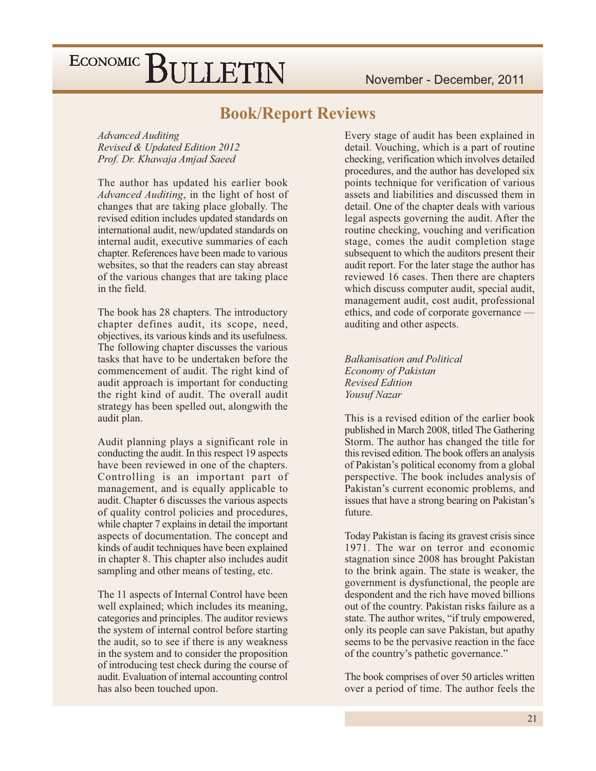## Book/Report Reviews

*Advanced Auditing*
*Revised & Updated Edition 2012*
*Prof. Dr. Khawaja Amjad Saeed*

The author has updated his earlier book *Advanced Auditing*, in the light of host of changes that are taking place globally. The revised edition includes updated standards on international audit, new/updated standards on internal audit, executive summaries of each chapter. References have been made to various websites, so that the readers can stay abreast of the various changes that are taking place in the field.

The book has 28 chapters. The introductory chapter defines audit, its scope, need, objectives, its various kinds and its usefulness. The following chapter discusses the various tasks that have to be undertaken before the commencement of audit. The right kind of audit approach is important for conducting the right kind of audit. The overall audit strategy has been spelled out, alongwith the audit plan.

Audit planning plays a significant role in conducting the audit. In this respect 19 aspects have been reviewed in one of the chapters. Controlling is an important part of management, and is equally applicable to audit. Chapter 6 discusses the various aspects of quality control policies and procedures, while chapter 7 explains in detail the important aspects of documentation. The concept and kinds of audit techniques have been explained in chapter 8. This chapter also includes audit sampling and other means of testing, etc.

The 11 aspects of Internal Control have been well explained; which includes its meaning, categories and principles. The auditor reviews the system of internal control before starting the audit, so to see if there is any weakness in the system and to consider the proposition of introducing test check during the course of audit. Evaluation of internal accounting control has also been touched upon.

Every stage of audit has been explained in detail. Vouching, which is a part of routine checking, verification which involves detailed procedures, and the author has developed six points technique for verification of various assets and liabilities and discussed them in detail. One of the chapter deals with various legal aspects governing the audit. After the routine checking, vouching and verification stage, comes the audit completion stage subsequent to which the auditors present their audit report. For the later stage the author has reviewed 16 cases. Then there are chapters which discuss computer audit, special audit, management audit, cost audit, professional ethics, and code of corporate governance — auditing and other aspects.

*Balkanisation and Political Economy of Pakistan*
*Revised Edition*
*Yousuf Nazar*

This is a revised edition of the earlier book published in March 2008, titled The Gathering Storm. The author has changed the title for this revised edition. The book offers an analysis of Pakistan's political economy from a global perspective. The book includes analysis of Pakistan's current economic problems, and issues that have a strong bearing on Pakistan's future.

Today Pakistan is facing its gravest crisis since 1971. The war on terror and economic stagnation since 2008 has brought Pakistan to the brink again. The state is weaker, the government is dysfunctional, the people are despondent and the rich have moved billions out of the country. Pakistan risks failure as a state. The author writes, "if truly empowered, only its people can save Pakistan, but apathy seems to be the pervasive reaction in the face of the country's pathetic governance."

The book comprises of over 50 articles written over a period of time. The author feels the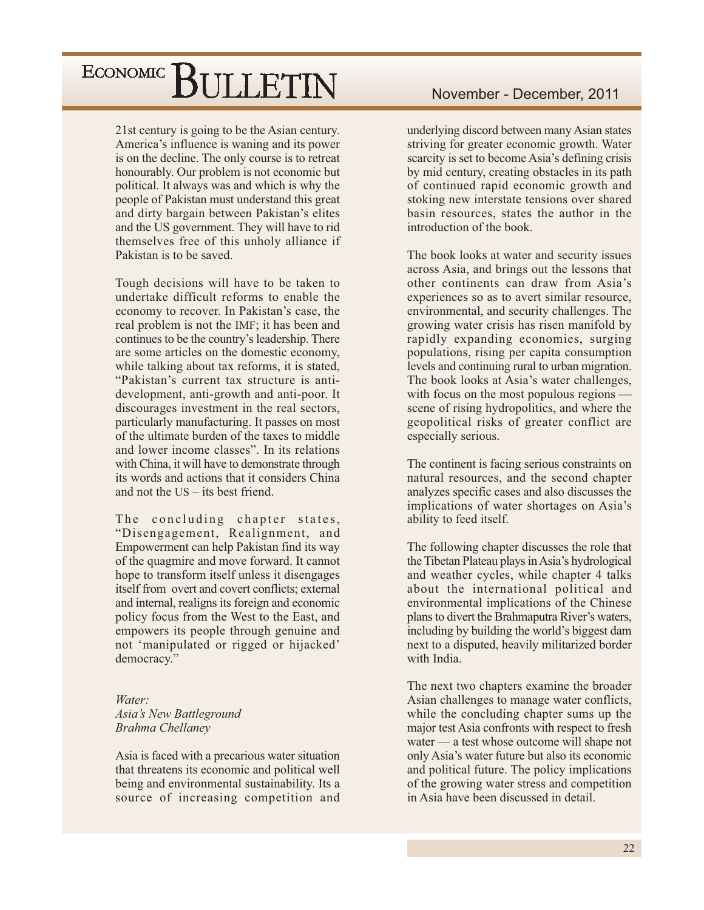21st century is going to be the Asian century. America's influence is waning and its power is on the decline. The only course is to retreat honourably. Our problem is not economic but political. It always was and which is why the people of Pakistan must understand this great and dirty bargain between Pakistan's elites and the US government. They will have to rid themselves free of this unholy alliance if Pakistan is to be saved.

Tough decisions will have to be taken to undertake difficult reforms to enable the economy to recover. In Pakistan's case, the real problem is not the IMF; it has been and continues to be the country's leadership. There are some articles on the domestic economy, while talking about tax reforms, it is stated, "Pakistan's current tax structure is anti-development, anti-growth and anti-poor. It discourages investment in the real sectors, particularly manufacturing. It passes on most of the ultimate burden of the taxes to middle and lower income classes". In its relations with China, it will have to demonstrate through its words and actions that it considers China and not the US – its best friend.

The concluding chapter states, "Disengagement, Realignment, and Empowerment can help Pakistan find its way of the quagmire and move forward. It cannot hope to transform itself unless it disengages itself from overt and covert conflicts; external and internal, realigns its foreign and economic policy focus from the West to the East, and empowers its people through genuine and not 'manipulated or rigged or hijacked' democracy."

*Water:*
*Asia's New Battleground*
*Brahma Chellaney*

Asia is faced with a precarious water situation that threatens its economic and political well being and environmental sustainability. Its a source of increasing competition and underlying discord between many Asian states striving for greater economic growth. Water scarcity is set to become Asia's defining crisis by mid century, creating obstacles in its path of continued rapid economic growth and stoking new interstate tensions over shared basin resources, states the author in the introduction of the book.

The book looks at water and security issues across Asia, and brings out the lessons that other continents can draw from Asia's experiences so as to avert similar resource, environmental, and security challenges. The growing water crisis has risen manifold by rapidly expanding economies, surging populations, rising per capita consumption levels and continuing rural to urban migration. The book looks at Asia's water challenges, with focus on the most populous regions — scene of rising hydropolitics, and where the geopolitical risks of greater conflict are especially serious.

The continent is facing serious constraints on natural resources, and the second chapter analyzes specific cases and also discusses the implications of water shortages on Asia's ability to feed itself.

The following chapter discusses the role that the Tibetan Plateau plays in Asia's hydrological and weather cycles, while chapter 4 talks about the international political and environmental implications of the Chinese plans to divert the Brahmaputra River's waters, including by building the world's biggest dam next to a disputed, heavily militarized border with India.

The next two chapters examine the broader Asian challenges to manage water conflicts, while the concluding chapter sums up the major test Asia confronts with respect to fresh water — a test whose outcome will shape not only Asia's water future but also its economic and political future. The policy implications of the growing water stress and competition in Asia have been discussed in detail.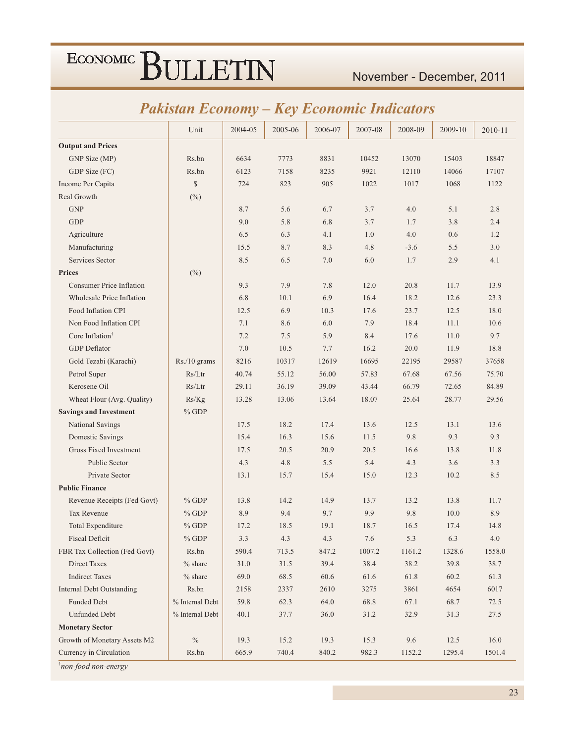## Pakistan Economy – Key Economic Indicators

| | Unit | 2004-05 | 2005-06 | 2006-07 | 2007-08 | 2008-09 | 2009-10 | 2010-11 |
|---|---|---|---|---|---|---|---|---|
| **Output and Prices** | | | | | | | | |
| GNP Size (MP) | Rs.bn | 6634 | 7773 | 8831 | 10452 | 13070 | 15403 | 18847 |
| GDP Size (FC) | Rs.bn | 6123 | 7158 | 8235 | 9921 | 12110 | 14066 | 17107 |
| Income Per Capita | $ | 724 | 823 | 905 | 1022 | 1017 | 1068 | 1122 |
| Real Growth | (%) | | | | | | | |
| GNP | | 8.7 | 5.6 | 6.7 | 3.7 | 4.0 | 5.1 | 2.8 |
| GDP | | 9.0 | 5.8 | 6.8 | 3.7 | 1.7 | 3.8 | 2.4 |
| Agriculture | | 6.5 | 6.3 | 4.1 | 1.0 | 4.0 | 0.6 | 1.2 |
| Manufacturing | | 15.5 | 8.7 | 8.3 | 4.8 | -3.6 | 5.5 | 3.0 |
| Services Sector | | 8.5 | 6.5 | 7.0 | 6.0 | 1.7 | 2.9 | 4.1 |
| **Prices** | (%) | | | | | | | |
| Consumer Price Inflation | | 9.3 | 7.9 | 7.8 | 12.0 | 20.8 | 11.7 | 13.9 |
| Wholesale Price Inflation | | 6.8 | 10.1 | 6.9 | 16.4 | 18.2 | 12.6 | 23.3 |
| Food Inflation CPI | | 12.5 | 6.9 | 10.3 | 17.6 | 23.7 | 12.5 | 18.0 |
| Non Food Inflation CPI | | 7.1 | 8.6 | 6.0 | 7.9 | 18.4 | 11.1 | 10.6 |
| Core Inflation† | | 7.2 | 7.5 | 5.9 | 8.4 | 17.6 | 11.0 | 9.7 |
| GDP Deflator | | 7.0 | 10.5 | 7.7 | 16.2 | 20.0 | 11.9 | 18.8 |
| Gold Tezabi (Karachi) | Rs./10 grams | 8216 | 10317 | 12619 | 16695 | 22195 | 29587 | 37658 |
| Petrol Super | Rs/Ltr | 40.74 | 55.12 | 56.00 | 57.83 | 67.68 | 67.56 | 75.70 |
| Kerosene Oil | Rs/Ltr | 29.11 | 36.19 | 39.09 | 43.44 | 66.79 | 72.65 | 84.89 |
| Wheat Flour (Avg. Quality) | Rs/Kg | 13.28 | 13.06 | 13.64 | 18.07 | 25.64 | 28.77 | 29.56 |
| **Savings and Investment** | % GDP | | | | | | | |
| National Savings | | 17.5 | 18.2 | 17.4 | 13.6 | 12.5 | 13.1 | 13.6 |
| Domestic Savings | | 15.4 | 16.3 | 15.6 | 11.5 | 9.8 | 9.3 | 9.3 |
| Gross Fixed Investment | | 17.5 | 20.5 | 20.9 | 20.5 | 16.6 | 13.8 | 11.8 |
| Public Sector | | 4.3 | 4.8 | 5.5 | 5.4 | 4.3 | 3.6 | 3.3 |
| Private Sector | | 13.1 | 15.7 | 15.4 | 15.0 | 12.3 | 10.2 | 8.5 |
| **Public Finance** | | | | | | | | |
| Revenue Receipts (Fed Govt) | % GDP | 13.8 | 14.2 | 14.9 | 13.7 | 13.2 | 13.8 | 11.7 |
| Tax Revenue | % GDP | 8.9 | 9.4 | 9.7 | 9.9 | 9.8 | 10.0 | 8.9 |
| Total Expenditure | % GDP | 17.2 | 18.5 | 19.1 | 18.7 | 16.5 | 17.4 | 14.8 |
| Fiscal Deficit | % GDP | 3.3 | 4.3 | 4.3 | 7.6 | 5.3 | 6.3 | 4.0 |
| FBR Tax Collection (Fed Govt) | Rs.bn | 590.4 | 713.5 | 847.2 | 1007.2 | 1161.2 | 1328.6 | 1558.0 |
| Direct Taxes | % share | 31.0 | 31.5 | 39.4 | 38.4 | 38.2 | 39.8 | 38.7 |
| Indirect Taxes | % share | 69.0 | 68.5 | 60.6 | 61.6 | 61.8 | 60.2 | 61.3 |
| Internal Debt Outstanding | Rs.bn | 2158 | 2337 | 2610 | 3275 | 3861 | 4654 | 6017 |
| Funded Debt | % Internal Debt | 59.8 | 62.3 | 64.0 | 68.8 | 67.1 | 68.7 | 72.5 |
| Unfunded Debt | % Internal Debt | 40.1 | 37.7 | 36.0 | 31.2 | 32.9 | 31.3 | 27.5 |
| **Monetary Sector** | | | | | | | | |
| Growth of Monetary Assets M2 | % | 19.3 | 15.2 | 19.3 | 15.3 | 9.6 | 12.5 | 16.0 |
| Currency in Circulation | Rs.bn | 665.9 | 740.4 | 840.2 | 982.3 | 1152.2 | 1295.4 | 1501.4 |

†*non-food non-energy*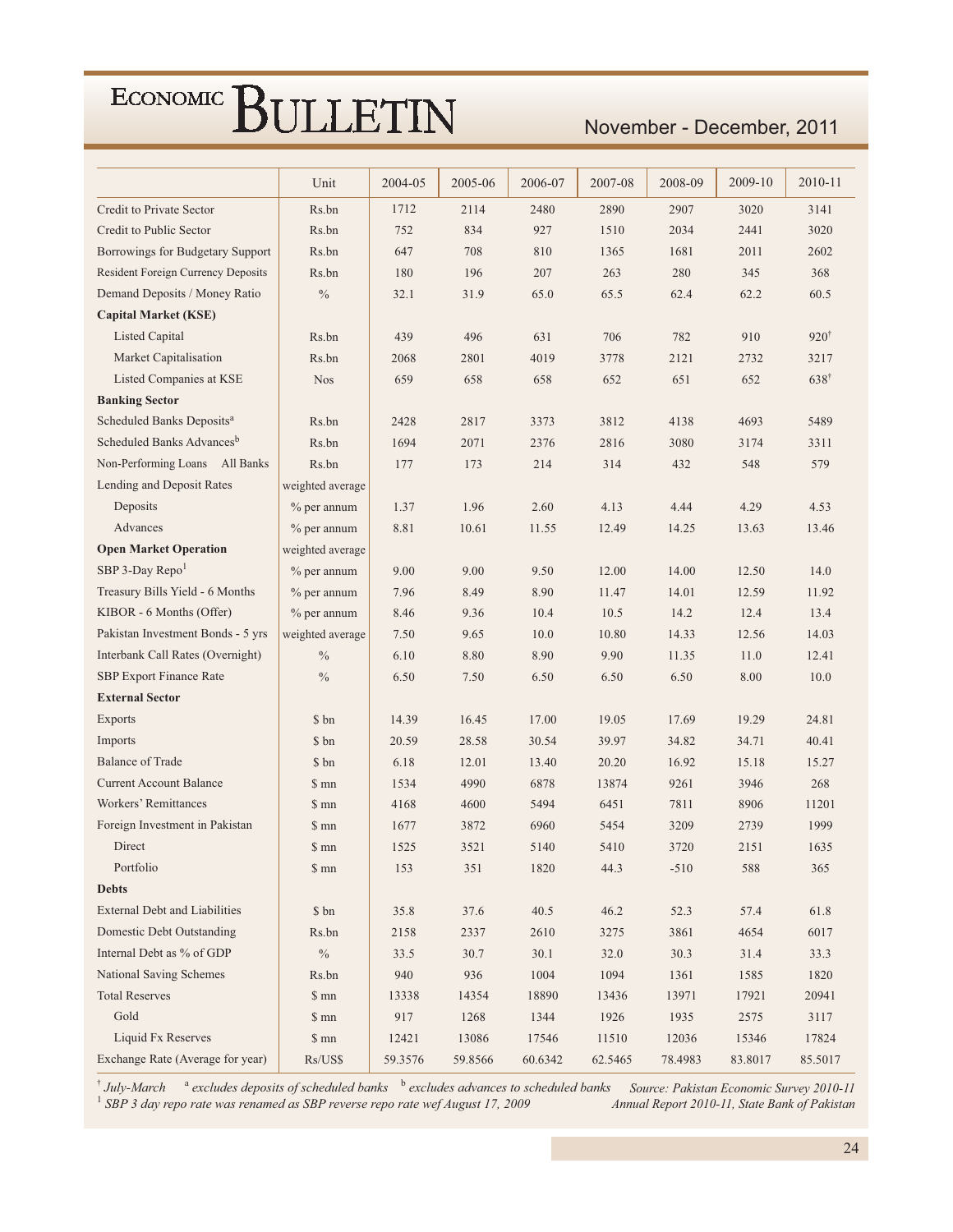| | Unit | 2004-05 | 2005-06 | 2006-07 | 2007-08 | 2008-09 | 2009-10 | 2010-11 |
|---|---|---|---|---|---|---|---|---|
| Credit to Private Sector | Rs.bn | 1712 | 2114 | 2480 | 2890 | 2907 | 3020 | 3141 |
| Credit to Public Sector | Rs.bn | 752 | 834 | 927 | 1510 | 2034 | 2441 | 3020 |
| Borrowings for Budgetary Support | Rs.bn | 647 | 708 | 810 | 1365 | 1681 | 2011 | 2602 |
| Resident Foreign Currency Deposits | Rs.bn | 180 | 196 | 207 | 263 | 280 | 345 | 368 |
| Demand Deposits / Money Ratio | % | 32.1 | 31.9 | 65.0 | 65.5 | 62.4 | 62.2 | 60.5 |
| **Capital Market (KSE)** | | | | | | | | |
| Listed Capital | Rs.bn | 439 | 496 | 631 | 706 | 782 | 910 | 920[†] |
| Market Capitalisation | Rs.bn | 2068 | 2801 | 4019 | 3778 | 2121 | 2732 | 3217 |
| Listed Companies at KSE | Nos | 659 | 658 | 658 | 652 | 651 | 652 | 638[†] |
| **Banking Sector** | | | | | | | | |
| Scheduled Banks Deposits[a] | Rs.bn | 2428 | 2817 | 3373 | 3812 | 4138 | 4693 | 5489 |
| Scheduled Banks Advances[b] | Rs.bn | 1694 | 2071 | 2376 | 2816 | 3080 | 3174 | 3311 |
| Non-Performing Loans All Banks | Rs.bn | 177 | 173 | 214 | 314 | 432 | 548 | 579 |
| Lending and Deposit Rates | weighted average | | | | | | | |
| Deposits | % per annum | 1.37 | 1.96 | 2.60 | 4.13 | 4.44 | 4.29 | 4.53 |
| Advances | % per annum | 8.81 | 10.61 | 11.55 | 12.49 | 14.25 | 13.63 | 13.46 |
| **Open Market Operation** | weighted average | | | | | | | |
| SBP 3-Day Repo[1] | % per annum | 9.00 | 9.00 | 9.50 | 12.00 | 14.00 | 12.50 | 14.0 |
| Treasury Bills Yield - 6 Months | % per annum | 7.96 | 8.49 | 8.90 | 11.47 | 14.01 | 12.59 | 11.92 |
| KIBOR - 6 Months (Offer) | % per annum | 8.46 | 9.36 | 10.4 | 10.5 | 14.2 | 12.4 | 13.4 |
| Pakistan Investment Bonds - 5 yrs | weighted average | 7.50 | 9.65 | 10.0 | 10.80 | 14.33 | 12.56 | 14.03 |
| Interbank Call Rates (Overnight) | % | 6.10 | 8.80 | 8.90 | 9.90 | 11.35 | 11.0 | 12.41 |
| SBP Export Finance Rate | % | 6.50 | 7.50 | 6.50 | 6.50 | 6.50 | 8.00 | 10.0 |
| **External Sector** | | | | | | | | |
| Exports | $ bn | 14.39 | 16.45 | 17.00 | 19.05 | 17.69 | 19.29 | 24.81 |
| Imports | $ bn | 20.59 | 28.58 | 30.54 | 39.97 | 34.82 | 34.71 | 40.41 |
| Balance of Trade | $ bn | 6.18 | 12.01 | 13.40 | 20.20 | 16.92 | 15.18 | 15.27 |
| Current Account Balance | $ mn | 1534 | 4990 | 6878 | 13874 | 9261 | 3946 | 268 |
| Workers' Remittances | $ mn | 4168 | 4600 | 5494 | 6451 | 7811 | 8906 | 11201 |
| Foreign Investment in Pakistan | $ mn | 1677 | 3872 | 6960 | 5454 | 3209 | 2739 | 1999 |
| Direct | $ mn | 1525 | 3521 | 5140 | 5410 | 3720 | 2151 | 1635 |
| Portfolio | $ mn | 153 | 351 | 1820 | 44.3 | -510 | 588 | 365 |
| **Debts** | | | | | | | | |
| External Debt and Liabilities | $ bn | 35.8 | 37.6 | 40.5 | 46.2 | 52.3 | 57.4 | 61.8 |
| Domestic Debt Outstanding | Rs.bn | 2158 | 2337 | 2610 | 3275 | 3861 | 4654 | 6017 |
| Internal Debt as % of GDP | % | 33.5 | 30.7 | 30.1 | 32.0 | 30.3 | 31.4 | 33.3 |
| National Saving Schemes | Rs.bn | 940 | 936 | 1004 | 1094 | 1361 | 1585 | 1820 |
| Total Reserves | $ mn | 13338 | 14354 | 18890 | 13436 | 13971 | 17921 | 20941 |
| Gold | $ mn | 917 | 1268 | 1344 | 1926 | 1935 | 2575 | 3117 |
| Liquid Fx Reserves | $ mn | 12421 | 13086 | 17546 | 11510 | 12036 | 15346 | 17824 |
| Exchange Rate (Average for year) | Rs/US$ | 59.3576 | 59.8566 | 60.6342 | 62.5465 | 78.4983 | 83.8017 | 85.5017 |

[†] *July-March* [a] *excludes deposits of scheduled banks* [b] *excludes advances to scheduled banks*
[1] *SBP 3 day repo rate was renamed as SBP reverse repo rate wef August 17, 2009*

*Source: Pakistan Economic Survey 2010-11*
*Annual Report 2010-11, State Bank of Pakistan*